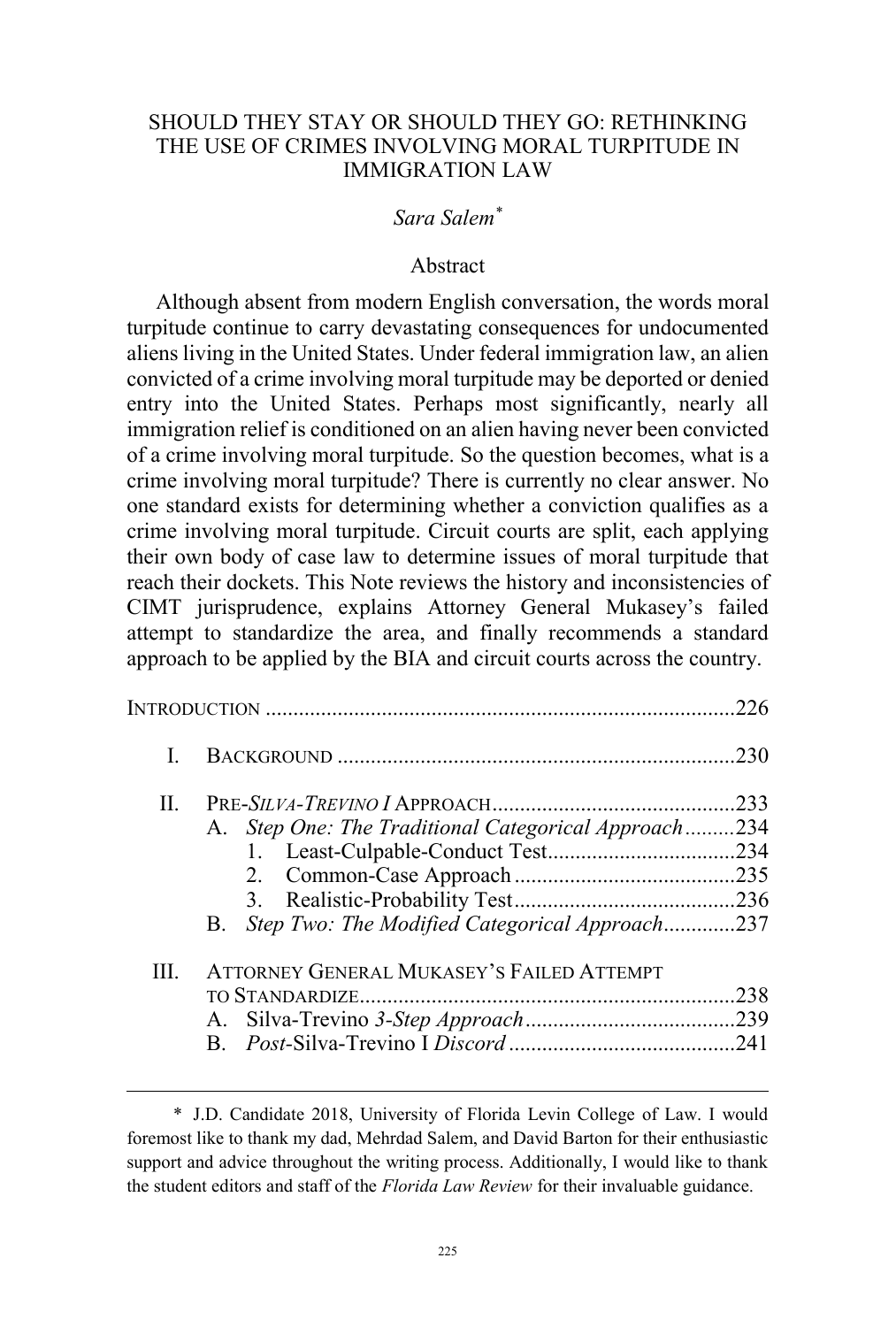# SHOULD THEY STAY OR SHOULD THEY GO: RETHINKING THE USE OF CRIMES INVOLVING MORAL TURPITUDE IN IMMIGRATION LAW

*Sara Salem*[*]

## Abstract

Although absent from modern English conversation, the words moral turpitude continue to carry devastating consequences for undocumented aliens living in the United States. Under federal immigration law, an alien convicted of a crime involving moral turpitude may be deported or denied entry into the United States. Perhaps most significantly, nearly all immigration relief is conditioned on an alien having never been convicted of a crime involving moral turpitude. So the question becomes, what is a crime involving moral turpitude? There is currently no clear answer. No one standard exists for determining whether a conviction qualifies as a crime involving moral turpitude. Circuit courts are split, each applying their own body of case law to determine issues of moral turpitude that reach their dockets. This Note reviews the history and inconsistencies of CIMT jurisprudence, explains Attorney General Mukasey's failed attempt to standardize the area, and finally recommends a standard approach to be applied by the BIA and circuit courts across the country.

INTRODUCTION .......................................................................................226

- I. BACKGROUND .......................................................................230
- II. PRE-*SILVA-TREVINO I* APPROACH............................................233
  - A. *Step One: The Traditional Categorical Approach*.........234
    - 1. Least-Culpable-Conduct Test..................................234
    - 2. Common-Case Approach........................................235
    - 3. Realistic-Probability Test........................................236
  - B. *Step Two: The Modified Categorical Approach*.............237
- III. ATTORNEY GENERAL MUKASEY'S FAILED ATTEMPT TO STANDARDIZE....................................................................238
  - A. Silva-Trevino *3-Step Approach*......................................239
  - B. *Post-*Silva-Trevino I *Discord*.........................................241

---

[*] J.D. Candidate 2018, University of Florida Levin College of Law. I would foremost like to thank my dad, Mehrdad Salem, and David Barton for their enthusiastic support and advice throughout the writing process. Additionally, I would like to thank the student editors and staff of the *Florida Law Review* for their invaluable guidance.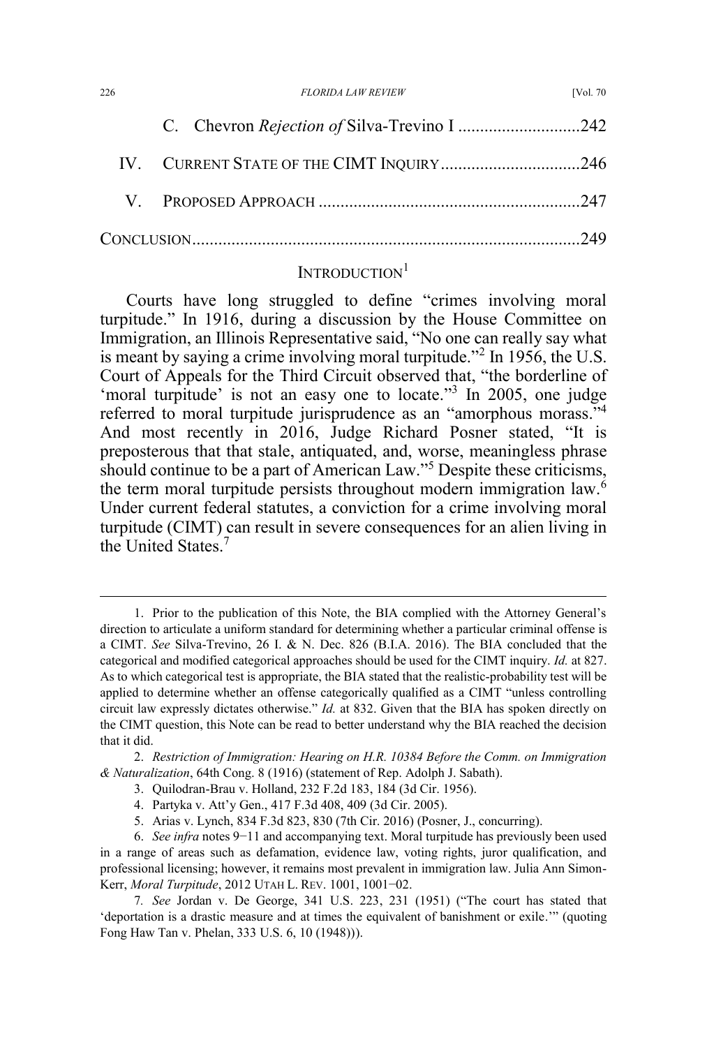C. Chevron *Rejection of* Silva-Trevino I ............................242

IV. CURRENT STATE OF THE CIMT INQUIRY ................................246

V. PROPOSED APPROACH ............................................................247

CONCLUSION ........................................................................................249

## INTRODUCTION[1]

Courts have long struggled to define "crimes involving moral turpitude." In 1916, during a discussion by the House Committee on Immigration, an Illinois Representative said, "No one can really say what is meant by saying a crime involving moral turpitude."[2] In 1956, the U.S. Court of Appeals for the Third Circuit observed that, "the borderline of 'moral turpitude' is not an easy one to locate."[3] In 2005, one judge referred to moral turpitude jurisprudence as an "amorphous morass."[4] And most recently in 2016, Judge Richard Posner stated, "It is preposterous that that stale, antiquated, and, worse, meaningless phrase should continue to be a part of American Law."[5] Despite these criticisms, the term moral turpitude persists throughout modern immigration law.[6] Under current federal statutes, a conviction for a crime involving moral turpitude (CIMT) can result in severe consequences for an alien living in the United States.[7]

---

1. Prior to the publication of this Note, the BIA complied with the Attorney General's direction to articulate a uniform standard for determining whether a particular criminal offense is a CIMT. *See* Silva-Trevino, 26 I. & N. Dec. 826 (B.I.A. 2016). The BIA concluded that the categorical and modified categorical approaches should be used for the CIMT inquiry. *Id.* at 827. As to which categorical test is appropriate, the BIA stated that the realistic-probability test will be applied to determine whether an offense categorically qualified as a CIMT "unless controlling circuit law expressly dictates otherwise." *Id.* at 832. Given that the BIA has spoken directly on the CIMT question, this Note can be read to better understand why the BIA reached the decision that it did.

2. *Restriction of Immigration: Hearing on H.R. 10384 Before the Comm. on Immigration & Naturalization*, 64th Cong. 8 (1916) (statement of Rep. Adolph J. Sabath).

3. Quilodran-Brau v. Holland, 232 F.2d 183, 184 (3d Cir. 1956).

4. Partyka v. Att'y Gen., 417 F.3d 408, 409 (3d Cir. 2005).

5. Arias v. Lynch, 834 F.3d 823, 830 (7th Cir. 2016) (Posner, J., concurring).

6. *See infra* notes 9−11 and accompanying text. Moral turpitude has previously been used in a range of areas such as defamation, evidence law, voting rights, juror qualification, and professional licensing; however, it remains most prevalent in immigration law. Julia Ann Simon-Kerr, *Moral Turpitude*, 2012 UTAH L. REV. 1001, 1001−02.

7. *See* Jordan v. De George, 341 U.S. 223, 231 (1951) ("The court has stated that 'deportation is a drastic measure and at times the equivalent of banishment or exile.'" (quoting Fong Haw Tan v. Phelan, 333 U.S. 6, 10 (1948))).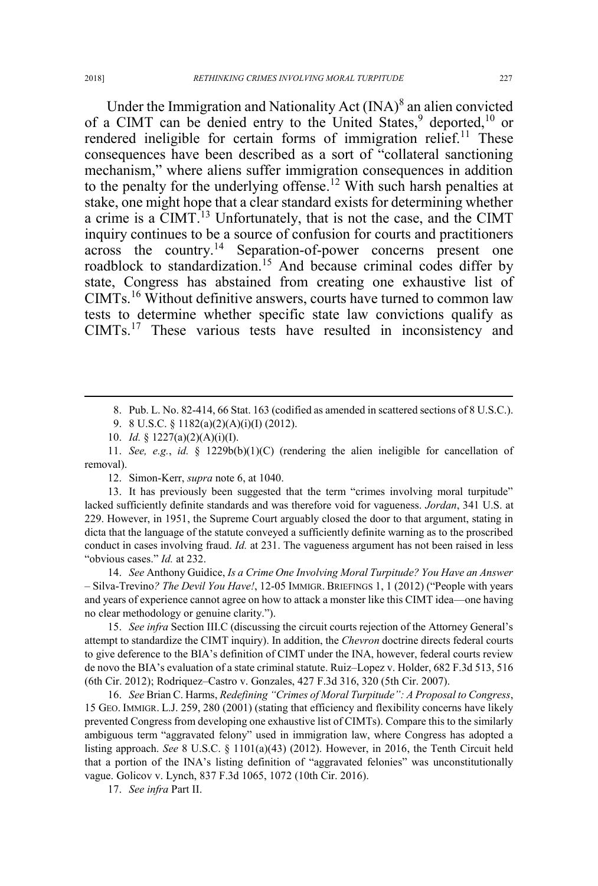Under the Immigration and Nationality Act (INA)[8] an alien convicted of a CIMT can be denied entry to the United States,[9] deported,[10] or rendered ineligible for certain forms of immigration relief.[11] These consequences have been described as a sort of "collateral sanctioning mechanism," where aliens suffer immigration consequences in addition to the penalty for the underlying offense.[12] With such harsh penalties at stake, one might hope that a clear standard exists for determining whether a crime is a CIMT.[13] Unfortunately, that is not the case, and the CIMT inquiry continues to be a source of confusion for courts and practitioners across the country.[14] Separation-of-power concerns present one roadblock to standardization.[15] And because criminal codes differ by state, Congress has abstained from creating one exhaustive list of CIMTs.[16] Without definitive answers, courts have turned to common law tests to determine whether specific state law convictions qualify as CIMTs.[17] These various tests have resulted in inconsistency and

---

8. Pub. L. No. 82-414, 66 Stat. 163 (codified as amended in scattered sections of 8 U.S.C.).

9. 8 U.S.C. § 1182(a)(2)(A)(i)(I) (2012).

10. *Id.* § 1227(a)(2)(A)(i)(I).

11. *See, e.g.*, *id.* § 1229b(b)(1)(C) (rendering the alien ineligible for cancellation of removal).

12. Simon-Kerr, *supra* note 6, at 1040.

13. It has previously been suggested that the term "crimes involving moral turpitude" lacked sufficiently definite standards and was therefore void for vagueness. *Jordan*, 341 U.S. at 229. However, in 1951, the Supreme Court arguably closed the door to that argument, stating in dicta that the language of the statute conveyed a sufficiently definite warning as to the proscribed conduct in cases involving fraud. *Id.* at 231. The vagueness argument has not been raised in less "obvious cases." *Id.* at 232.

14. *See* Anthony Guidice, *Is a Crime One Involving Moral Turpitude? You Have an Answer – Silva-Trevino? The Devil You Have!*, 12-05 IMMIGR. BRIEFINGS 1, 1 (2012) ("People with years and years of experience cannot agree on how to attack a monster like this CIMT idea—one having no clear methodology or genuine clarity.").

15. *See infra* Section III.C (discussing the circuit courts rejection of the Attorney General's attempt to standardize the CIMT inquiry). In addition, the *Chevron* doctrine directs federal courts to give deference to the BIA's definition of CIMT under the INA, however, federal courts review de novo the BIA's evaluation of a state criminal statute. Ruiz–Lopez v. Holder, 682 F.3d 513, 516 (6th Cir. 2012); Rodriquez–Castro v. Gonzales, 427 F.3d 316, 320 (5th Cir. 2007).

16. *See* Brian C. Harms, *Redefining "Crimes of Moral Turpitude": A Proposal to Congress*, 15 GEO. IMMIGR. L.J. 259, 280 (2001) (stating that efficiency and flexibility concerns have likely prevented Congress from developing one exhaustive list of CIMTs). Compare this to the similarly ambiguous term "aggravated felony" used in immigration law, where Congress has adopted a listing approach. *See* 8 U.S.C. § 1101(a)(43) (2012). However, in 2016, the Tenth Circuit held that a portion of the INA's listing definition of "aggravated felonies" was unconstitutionally vague. Golicov v. Lynch, 837 F.3d 1065, 1072 (10th Cir. 2016).

17. *See infra* Part II.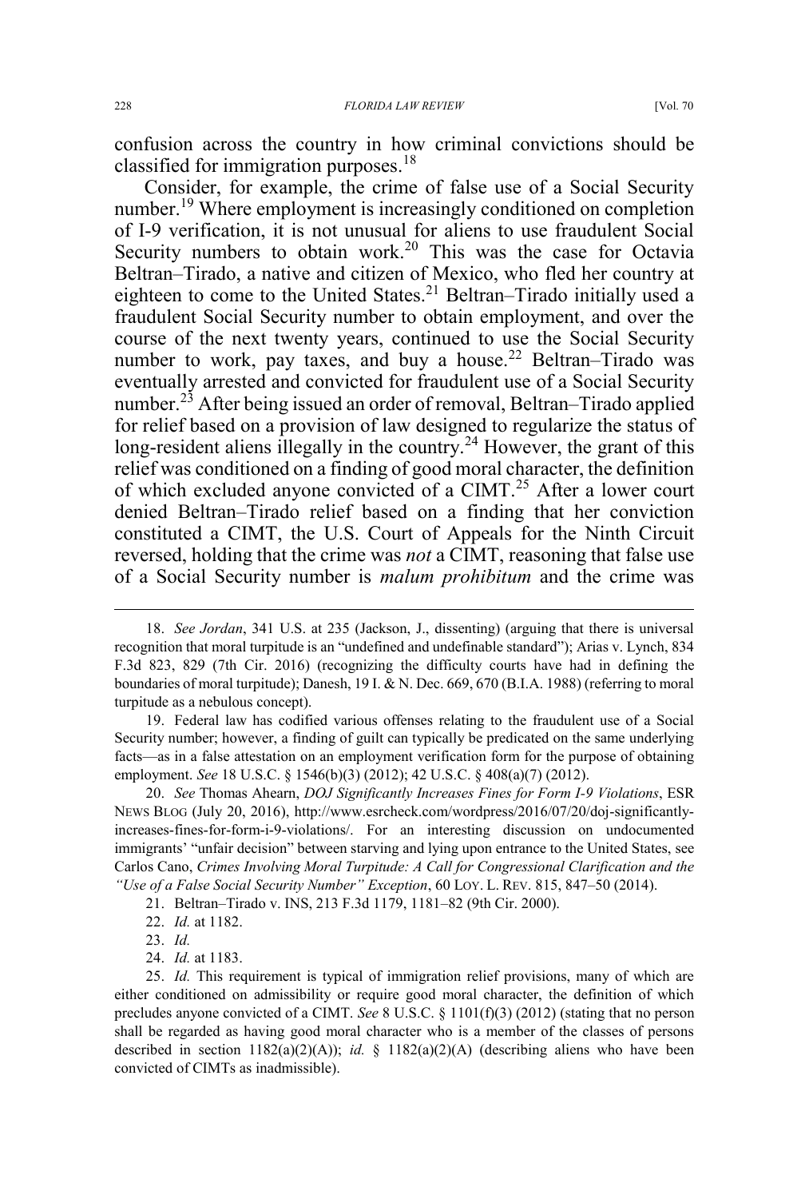confusion across the country in how criminal convictions should be classified for immigration purposes.[18]

Consider, for example, the crime of false use of a Social Security number.[19] Where employment is increasingly conditioned on completion of I-9 verification, it is not unusual for aliens to use fraudulent Social Security numbers to obtain work.[20] This was the case for Octavia Beltran–Tirado, a native and citizen of Mexico, who fled her country at eighteen to come to the United States.[21] Beltran–Tirado initially used a fraudulent Social Security number to obtain employment, and over the course of the next twenty years, continued to use the Social Security number to work, pay taxes, and buy a house.[22] Beltran–Tirado was eventually arrested and convicted for fraudulent use of a Social Security number.[23] After being issued an order of removal, Beltran–Tirado applied for relief based on a provision of law designed to regularize the status of long-resident aliens illegally in the country.[24] However, the grant of this relief was conditioned on a finding of good moral character, the definition of which excluded anyone convicted of a CIMT.[25] After a lower court denied Beltran–Tirado relief based on a finding that her conviction constituted a CIMT, the U.S. Court of Appeals for the Ninth Circuit reversed, holding that the crime was *not* a CIMT, reasoning that false use of a Social Security number is *malum prohibitum* and the crime was

---

18. *See Jordan*, 341 U.S. at 235 (Jackson, J., dissenting) (arguing that there is universal recognition that moral turpitude is an "undefined and undefinable standard"); Arias v. Lynch, 834 F.3d 823, 829 (7th Cir. 2016) (recognizing the difficulty courts have had in defining the boundaries of moral turpitude); Danesh, 19 I. & N. Dec. 669, 670 (B.I.A. 1988) (referring to moral turpitude as a nebulous concept).

19. Federal law has codified various offenses relating to the fraudulent use of a Social Security number; however, a finding of guilt can typically be predicated on the same underlying facts—as in a false attestation on an employment verification form for the purpose of obtaining employment. *See* 18 U.S.C. § 1546(b)(3) (2012); 42 U.S.C. § 408(a)(7) (2012).

20. *See* Thomas Ahearn, *DOJ Significantly Increases Fines for Form I-9 Violations*, ESR NEWS BLOG (July 20, 2016), http://www.esrcheck.com/wordpress/2016/07/20/doj-significantly-increases-fines-for-form-i-9-violations/. For an interesting discussion on undocumented immigrants' "unfair decision" between starving and lying upon entrance to the United States, see Carlos Cano, *Crimes Involving Moral Turpitude: A Call for Congressional Clarification and the "Use of a False Social Security Number" Exception*, 60 LOY. L. REV. 815, 847–50 (2014).

21. Beltran–Tirado v. INS, 213 F.3d 1179, 1181–82 (9th Cir. 2000).

22. *Id.* at 1182.

23. *Id.*

24. *Id.* at 1183.

25. *Id.* This requirement is typical of immigration relief provisions, many of which are either conditioned on admissibility or require good moral character, the definition of which precludes anyone convicted of a CIMT. *See* 8 U.S.C. § 1101(f)(3) (2012) (stating that no person shall be regarded as having good moral character who is a member of the classes of persons described in section 1182(a)(2)(A)); *id.* § 1182(a)(2)(A) (describing aliens who have been convicted of CIMTs as inadmissible).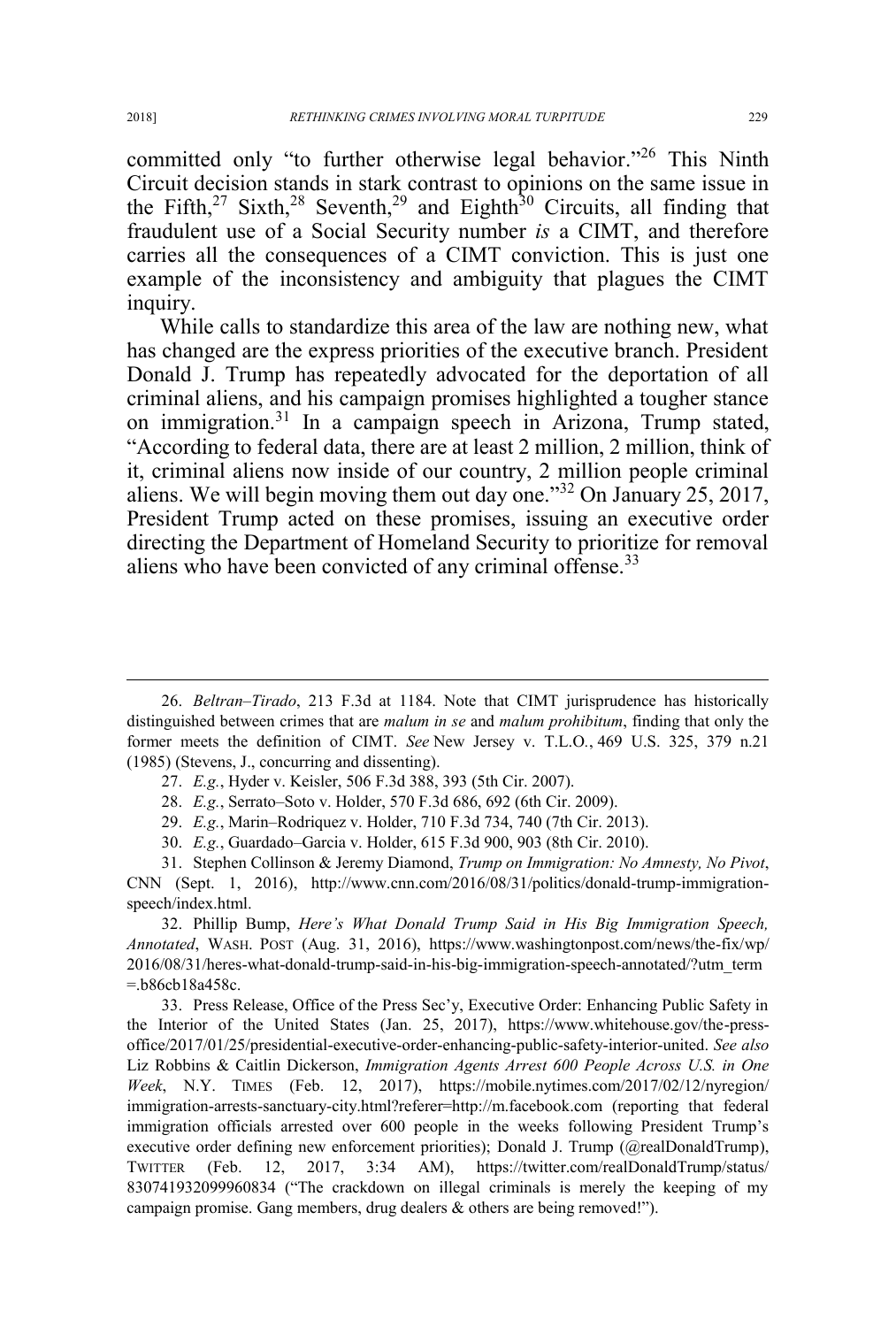committed only "to further otherwise legal behavior."[26] This Ninth Circuit decision stands in stark contrast to opinions on the same issue in the Fifth,[27] Sixth,[28] Seventh,[29] and Eighth[30] Circuits, all finding that fraudulent use of a Social Security number *is* a CIMT, and therefore carries all the consequences of a CIMT conviction. This is just one example of the inconsistency and ambiguity that plagues the CIMT inquiry.

While calls to standardize this area of the law are nothing new, what has changed are the express priorities of the executive branch. President Donald J. Trump has repeatedly advocated for the deportation of all criminal aliens, and his campaign promises highlighted a tougher stance on immigration.[31] In a campaign speech in Arizona, Trump stated, "According to federal data, there are at least 2 million, 2 million, think of it, criminal aliens now inside of our country, 2 million people criminal aliens. We will begin moving them out day one."[32] On January 25, 2017, President Trump acted on these promises, issuing an executive order directing the Department of Homeland Security to prioritize for removal aliens who have been convicted of any criminal offense.[33]

---

26. *Beltran–Tirado*, 213 F.3d at 1184. Note that CIMT jurisprudence has historically distinguished between crimes that are *malum in se* and *malum prohibitum*, finding that only the former meets the definition of CIMT. *See* New Jersey v. T.L.O., 469 U.S. 325, 379 n.21 (1985) (Stevens, J., concurring and dissenting).

27. *E.g.*, Hyder v. Keisler, 506 F.3d 388, 393 (5th Cir. 2007).

28. *E.g.*, Serrato–Soto v. Holder, 570 F.3d 686, 692 (6th Cir. 2009).

29. *E.g.*, Marin–Rodriquez v. Holder, 710 F.3d 734, 740 (7th Cir. 2013).

30. *E.g.*, Guardado–Garcia v. Holder, 615 F.3d 900, 903 (8th Cir. 2010).

31. Stephen Collinson & Jeremy Diamond, *Trump on Immigration: No Amnesty, No Pivot*, CNN (Sept. 1, 2016), http://www.cnn.com/2016/08/31/politics/donald-trump-immigration-speech/index.html.

32. Phillip Bump, *Here's What Donald Trump Said in His Big Immigration Speech, Annotated*, WASH. POST (Aug. 31, 2016), https://www.washingtonpost.com/news/the-fix/wp/2016/08/31/heres-what-donald-trump-said-in-his-big-immigration-speech-annotated/?utm_term=.b86cb18a458c.

33. Press Release, Office of the Press Sec'y, Executive Order: Enhancing Public Safety in the Interior of the United States (Jan. 25, 2017), https://www.whitehouse.gov/the-press-office/2017/01/25/presidential-executive-order-enhancing-public-safety-interior-united. *See also* Liz Robbins & Caitlin Dickerson, *Immigration Agents Arrest 600 People Across U.S. in One Week*, N.Y. TIMES (Feb. 12, 2017), https://mobile.nytimes.com/2017/02/12/nyregion/immigration-arrests-sanctuary-city.html?referer=http://m.facebook.com (reporting that federal immigration officials arrested over 600 people in the weeks following President Trump's executive order defining new enforcement priorities); Donald J. Trump (@realDonaldTrump), TWITTER (Feb. 12, 2017, 3:34 AM), https://twitter.com/realDonaldTrump/status/830741932099960834 ("The crackdown on illegal criminals is merely the keeping of my campaign promise. Gang members, drug dealers & others are being removed!").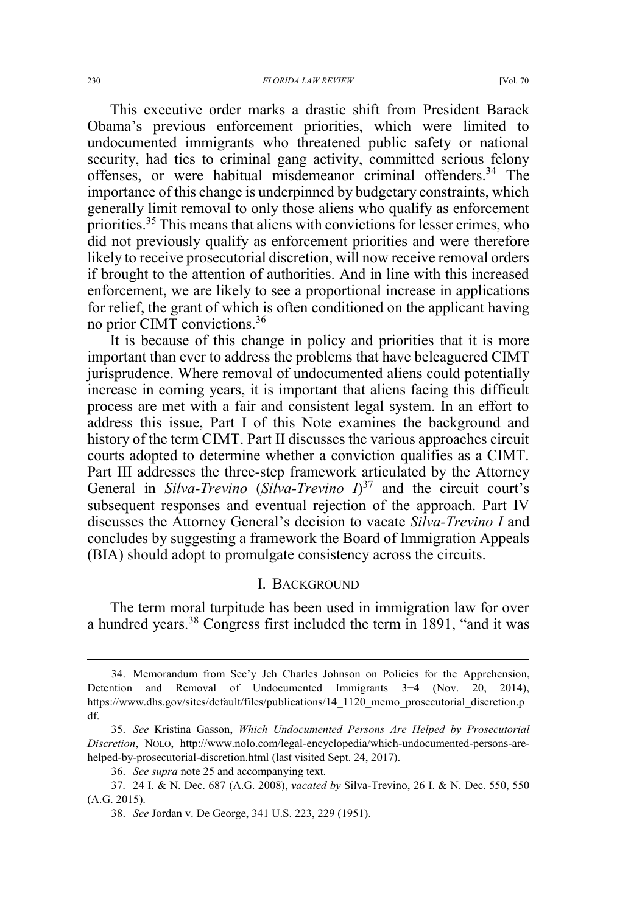This executive order marks a drastic shift from President Barack Obama's previous enforcement priorities, which were limited to undocumented immigrants who threatened public safety or national security, had ties to criminal gang activity, committed serious felony offenses, or were habitual misdemeanor criminal offenders.[34] The importance of this change is underpinned by budgetary constraints, which generally limit removal to only those aliens who qualify as enforcement priorities.[35] This means that aliens with convictions for lesser crimes, who did not previously qualify as enforcement priorities and were therefore likely to receive prosecutorial discretion, will now receive removal orders if brought to the attention of authorities. And in line with this increased enforcement, we are likely to see a proportional increase in applications for relief, the grant of which is often conditioned on the applicant having no prior CIMT convictions.[36]

It is because of this change in policy and priorities that it is more important than ever to address the problems that have beleaguered CIMT jurisprudence. Where removal of undocumented aliens could potentially increase in coming years, it is important that aliens facing this difficult process are met with a fair and consistent legal system. In an effort to address this issue, Part I of this Note examines the background and history of the term CIMT. Part II discusses the various approaches circuit courts adopted to determine whether a conviction qualifies as a CIMT. Part III addresses the three-step framework articulated by the Attorney General in *Silva-Trevino* (*Silva-Trevino I*)[37] and the circuit court's subsequent responses and eventual rejection of the approach. Part IV discusses the Attorney General's decision to vacate *Silva-Trevino I* and concludes by suggesting a framework the Board of Immigration Appeals (BIA) should adopt to promulgate consistency across the circuits.

## I. Background

The term moral turpitude has been used in immigration law for over a hundred years.[38] Congress first included the term in 1891, "and it was

---

34. Memorandum from Sec'y Jeh Charles Johnson on Policies for the Apprehension, Detention and Removal of Undocumented Immigrants 3−4 (Nov. 20, 2014), https://www.dhs.gov/sites/default/files/publications/14_1120_memo_prosecutorial_discretion.pdf.

35. *See* Kristina Gasson, *Which Undocumented Persons Are Helped by Prosecutorial Discretion*, NOLO, http://www.nolo.com/legal-encyclopedia/which-undocumented-persons-are-helped-by-prosecutorial-discretion.html (last visited Sept. 24, 2017).

36. *See supra* note 25 and accompanying text.

37. 24 I. & N. Dec. 687 (A.G. 2008), *vacated by* Silva-Trevino, 26 I. & N. Dec. 550, 550 (A.G. 2015).

38. *See* Jordan v. De George, 341 U.S. 223, 229 (1951).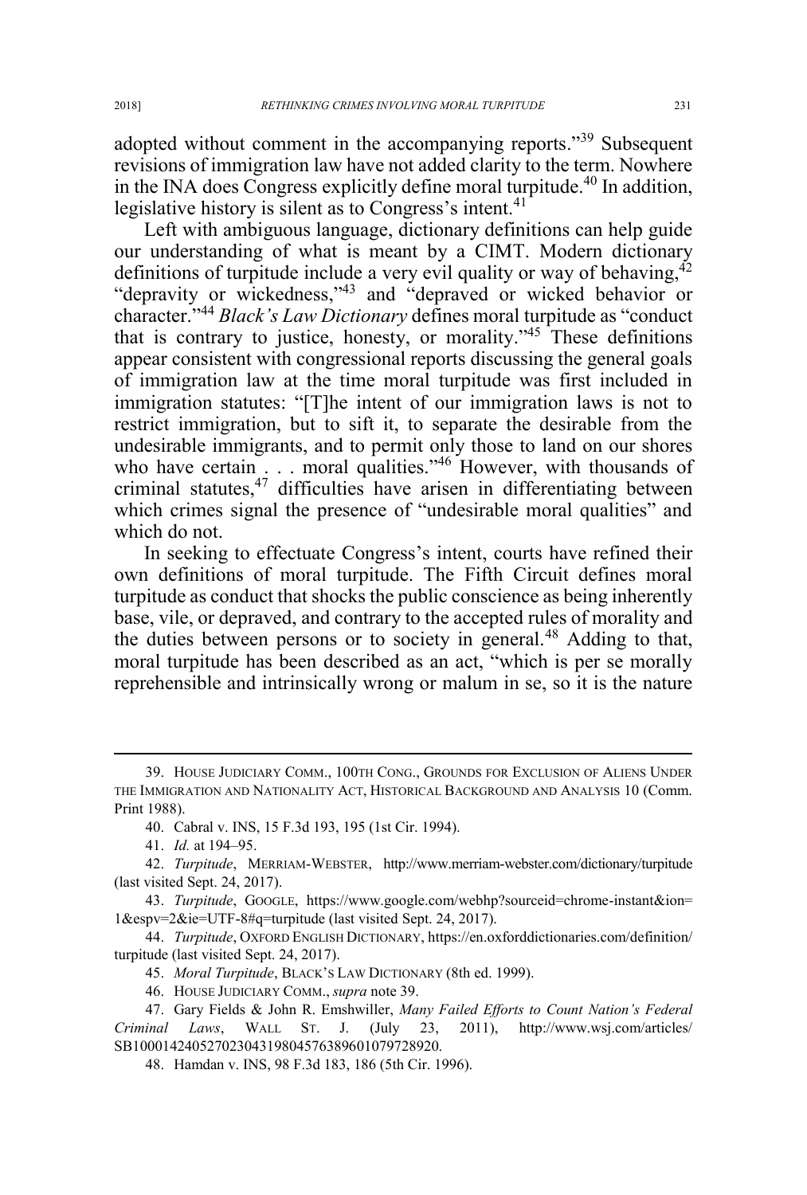adopted without comment in the accompanying reports."[39] Subsequent revisions of immigration law have not added clarity to the term. Nowhere in the INA does Congress explicitly define moral turpitude.[40] In addition, legislative history is silent as to Congress's intent.[41]

Left with ambiguous language, dictionary definitions can help guide our understanding of what is meant by a CIMT. Modern dictionary definitions of turpitude include a very evil quality or way of behaving,[42] "depravity or wickedness,"[43] and "depraved or wicked behavior or character."[44] *Black's Law Dictionary* defines moral turpitude as "conduct that is contrary to justice, honesty, or morality."[45] These definitions appear consistent with congressional reports discussing the general goals of immigration law at the time moral turpitude was first included in immigration statutes: "[T]he intent of our immigration laws is not to restrict immigration, but to sift it, to separate the desirable from the undesirable immigrants, and to permit only those to land on our shores who have certain . . . moral qualities."[46] However, with thousands of criminal statutes,[47] difficulties have arisen in differentiating between which crimes signal the presence of "undesirable moral qualities" and which do not.

In seeking to effectuate Congress's intent, courts have refined their own definitions of moral turpitude. The Fifth Circuit defines moral turpitude as conduct that shocks the public conscience as being inherently base, vile, or depraved, and contrary to the accepted rules of morality and the duties between persons or to society in general.[48] Adding to that, moral turpitude has been described as an act, "which is per se morally reprehensible and intrinsically wrong or malum in se, so it is the nature

---

39. HOUSE JUDICIARY COMM., 100TH CONG., GROUNDS FOR EXCLUSION OF ALIENS UNDER THE IMMIGRATION AND NATIONALITY ACT, HISTORICAL BACKGROUND AND ANALYSIS 10 (Comm. Print 1988).

40. Cabral v. INS, 15 F.3d 193, 195 (1st Cir. 1994).

41. *Id.* at 194–95.

42. *Turpitude*, MERRIAM-WEBSTER, http://www.merriam-webster.com/dictionary/turpitude (last visited Sept. 24, 2017).

43. *Turpitude*, GOOGLE, https://www.google.com/webhp?sourceid=chrome-instant&ion=1&espv=2&ie=UTF-8#q=turpitude (last visited Sept. 24, 2017).

44. *Turpitude*, OXFORD ENGLISH DICTIONARY, https://en.oxforddictionaries.com/definition/turpitude (last visited Sept. 24, 2017).

45. *Moral Turpitude*, BLACK'S LAW DICTIONARY (8th ed. 1999).

46. HOUSE JUDICIARY COMM., *supra* note 39.

47. Gary Fields & John R. Emshwiller, *Many Failed Efforts to Count Nation's Federal Criminal Laws*, WALL ST. J. (July 23, 2011), http://www.wsj.com/articles/SB10001424052702304319804576389601079728920.

48. Hamdan v. INS, 98 F.3d 183, 186 (5th Cir. 1996).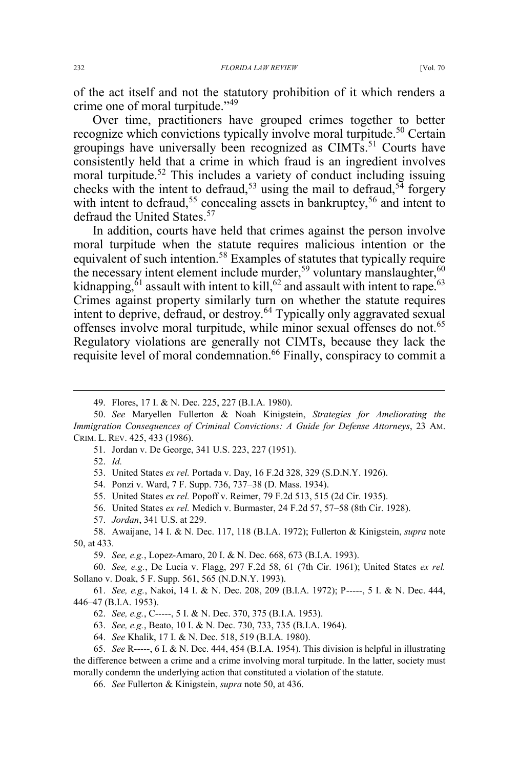of the act itself and not the statutory prohibition of it which renders a crime one of moral turpitude."[49]

Over time, practitioners have grouped crimes together to better recognize which convictions typically involve moral turpitude.[50] Certain groupings have universally been recognized as CIMTs.[51] Courts have consistently held that a crime in which fraud is an ingredient involves moral turpitude.[52] This includes a variety of conduct including issuing checks with the intent to defraud,[53] using the mail to defraud,[54] forgery with intent to defraud,[55] concealing assets in bankruptcy,[56] and intent to defraud the United States.[57]

In addition, courts have held that crimes against the person involve moral turpitude when the statute requires malicious intention or the equivalent of such intention.[58] Examples of statutes that typically require the necessary intent element include murder,[59] voluntary manslaughter,[60] kidnapping,[61] assault with intent to kill,[62] and assault with intent to rape.[63] Crimes against property similarly turn on whether the statute requires intent to deprive, defraud, or destroy.[64] Typically only aggravated sexual offenses involve moral turpitude, while minor sexual offenses do not.[65] Regulatory violations are generally not CIMTs, because they lack the requisite level of moral condemnation.[66] Finally, conspiracy to commit a

---

49. Flores, 17 I. & N. Dec. 225, 227 (B.I.A. 1980).

50. *See* Maryellen Fullerton & Noah Kinigstein, *Strategies for Ameliorating the Immigration Consequences of Criminal Convictions: A Guide for Defense Attorneys*, 23 AM. CRIM. L. REV. 425, 433 (1986).

51. Jordan v. De George, 341 U.S. 223, 227 (1951).

52. *Id.*

53. United States *ex rel.* Portada v. Day, 16 F.2d 328, 329 (S.D.N.Y. 1926).

54. Ponzi v. Ward, 7 F. Supp. 736, 737–38 (D. Mass. 1934).

55. United States *ex rel.* Popoff v. Reimer, 79 F.2d 513, 515 (2d Cir. 1935).

56. United States *ex rel.* Medich v. Burmaster, 24 F.2d 57, 57–58 (8th Cir. 1928).

57. *Jordan*, 341 U.S. at 229.

58. Awaijane, 14 I. & N. Dec. 117, 118 (B.I.A. 1972); Fullerton & Kinigstein, *supra* note 50, at 433.

59. *See, e.g.*, Lopez-Amaro, 20 I. & N. Dec. 668, 673 (B.I.A. 1993).

60. *See, e.g.*, De Lucia v. Flagg, 297 F.2d 58, 61 (7th Cir. 1961); United States *ex rel.* Sollano v. Doak, 5 F. Supp. 561, 565 (N.D.N.Y. 1993).

61. *See, e.g.*, Nakoi, 14 I. & N. Dec. 208, 209 (B.I.A. 1972); P-----, 5 I. & N. Dec. 444, 446–47 (B.I.A. 1953).

62. *See, e.g.*, C-----, 5 I. & N. Dec. 370, 375 (B.I.A. 1953).

63. *See, e.g.*, Beato, 10 I. & N. Dec. 730, 733, 735 (B.I.A. 1964).

64. *See* Khalik, 17 I. & N. Dec. 518, 519 (B.I.A. 1980).

65. *See* R-----, 6 I. & N. Dec. 444, 454 (B.I.A. 1954). This division is helpful in illustrating the difference between a crime and a crime involving moral turpitude. In the latter, society must morally condemn the underlying action that constituted a violation of the statute.

66. *See* Fullerton & Kinigstein, *supra* note 50, at 436.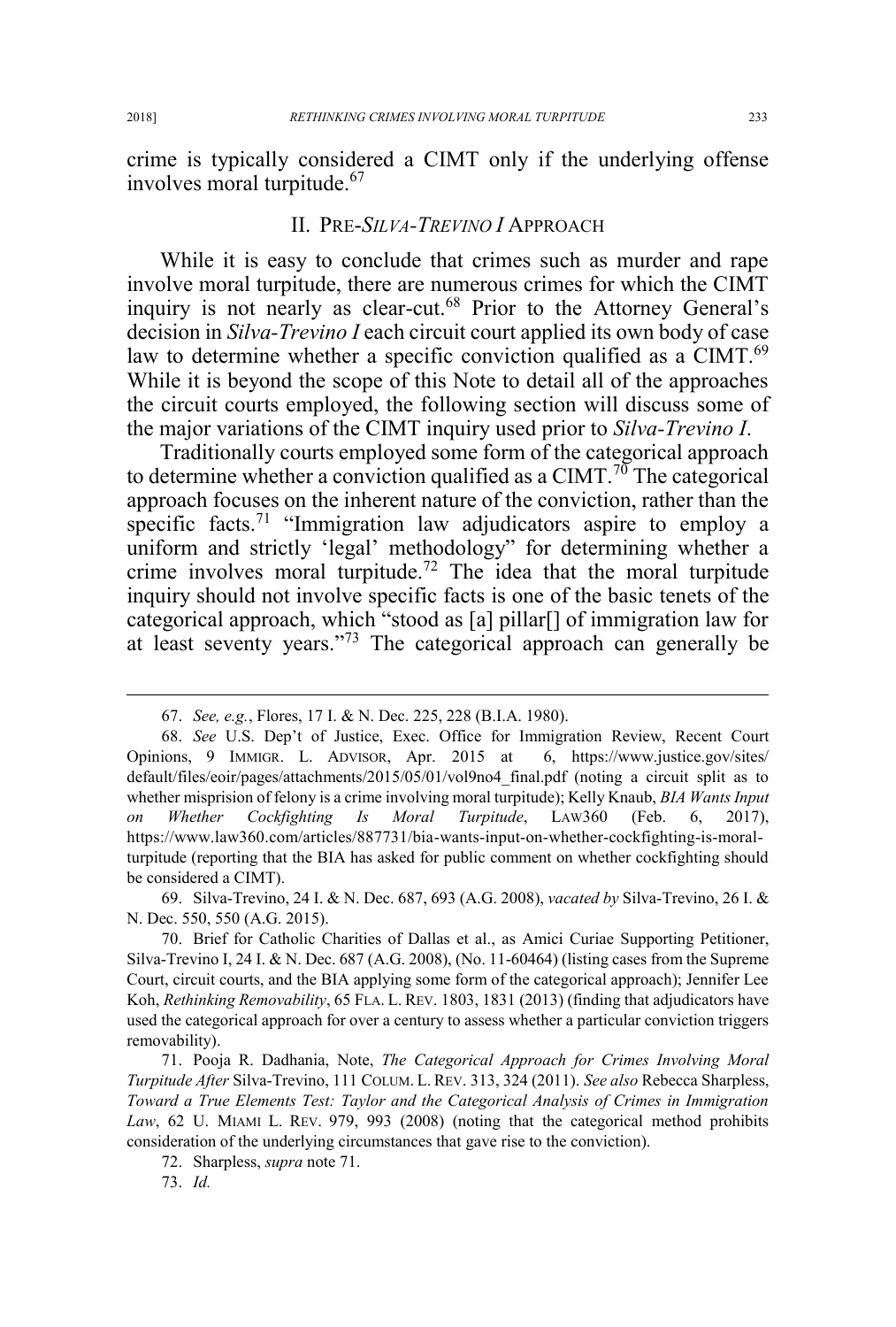crime is typically considered a CIMT only if the underlying offense involves moral turpitude.[67]

## II. PRE-*SILVA-TREVINO I* APPROACH

While it is easy to conclude that crimes such as murder and rape involve moral turpitude, there are numerous crimes for which the CIMT inquiry is not nearly as clear-cut.[68] Prior to the Attorney General's decision in *Silva-Trevino I* each circuit court applied its own body of case law to determine whether a specific conviction qualified as a CIMT.[69] While it is beyond the scope of this Note to detail all of the approaches the circuit courts employed, the following section will discuss some of the major variations of the CIMT inquiry used prior to *Silva-Trevino I*.

Traditionally courts employed some form of the categorical approach to determine whether a conviction qualified as a CIMT.[70] The categorical approach focuses on the inherent nature of the conviction, rather than the specific facts.[71] "Immigration law adjudicators aspire to employ a uniform and strictly 'legal' methodology" for determining whether a crime involves moral turpitude.[72] The idea that the moral turpitude inquiry should not involve specific facts is one of the basic tenets of the categorical approach, which "stood as [a] pillar[] of immigration law for at least seventy years."[73] The categorical approach can generally be

---

67. *See, e.g.*, Flores, 17 I. & N. Dec. 225, 228 (B.I.A. 1980).

68. *See* U.S. Dep't of Justice, Exec. Office for Immigration Review, Recent Court Opinions, 9 IMMIGR. L. ADVISOR, Apr. 2015 at 6, https://www.justice.gov/sites/default/files/eoir/pages/attachments/2015/05/01/vol9no4_final.pdf (noting a circuit split as to whether misprision of felony is a crime involving moral turpitude); Kelly Knaub, *BIA Wants Input on Whether Cockfighting Is Moral Turpitude*, LAW360 (Feb. 6, 2017), https://www.law360.com/articles/887731/bia-wants-input-on-whether-cockfighting-is-moral-turpitude (reporting that the BIA has asked for public comment on whether cockfighting should be considered a CIMT).

69. Silva-Trevino, 24 I. & N. Dec. 687, 693 (A.G. 2008), *vacated by* Silva-Trevino, 26 I. & N. Dec. 550, 550 (A.G. 2015).

70. Brief for Catholic Charities of Dallas et al., as Amici Curiae Supporting Petitioner, Silva-Trevino I, 24 I. & N. Dec. 687 (A.G. 2008), (No. 11-60464) (listing cases from the Supreme Court, circuit courts, and the BIA applying some form of the categorical approach); Jennifer Lee Koh, *Rethinking Removability*, 65 FLA. L. REV. 1803, 1831 (2013) (finding that adjudicators have used the categorical approach for over a century to assess whether a particular conviction triggers removability).

71. Pooja R. Dadhania, Note, *The Categorical Approach for Crimes Involving Moral Turpitude After* Silva-Trevino, 111 COLUM. L. REV. 313, 324 (2011). *See also* Rebecca Sharpless, *Toward a True Elements Test: Taylor and the Categorical Analysis of Crimes in Immigration Law*, 62 U. MIAMI L. REV. 979, 993 (2008) (noting that the categorical method prohibits consideration of the underlying circumstances that gave rise to the conviction).

72. Sharpless, *supra* note 71.

73. *Id.*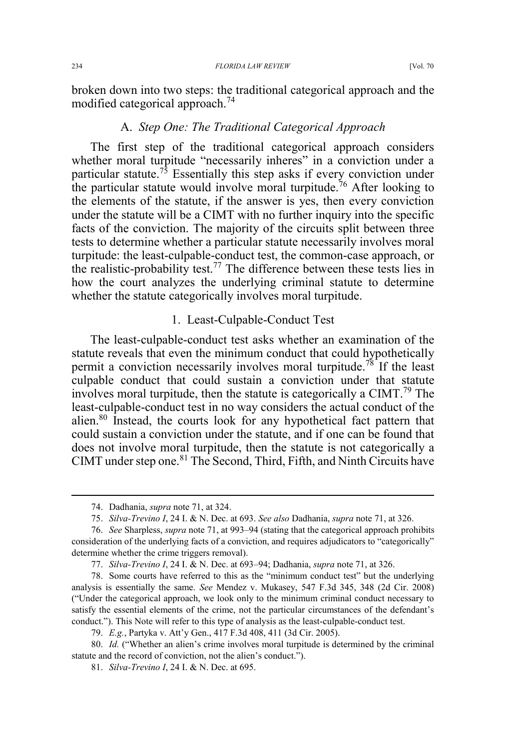broken down into two steps: the traditional categorical approach and the modified categorical approach.[74]

### A. *Step One: The Traditional Categorical Approach*

The first step of the traditional categorical approach considers whether moral turpitude "necessarily inheres" in a conviction under a particular statute.[75] Essentially this step asks if every conviction under the particular statute would involve moral turpitude.[76] After looking to the elements of the statute, if the answer is yes, then every conviction under the statute will be a CIMT with no further inquiry into the specific facts of the conviction. The majority of the circuits split between three tests to determine whether a particular statute necessarily involves moral turpitude: the least-culpable-conduct test, the common-case approach, or the realistic-probability test.[77] The difference between these tests lies in how the court analyzes the underlying criminal statute to determine whether the statute categorically involves moral turpitude.

#### 1. Least-Culpable-Conduct Test

The least-culpable-conduct test asks whether an examination of the statute reveals that even the minimum conduct that could hypothetically permit a conviction necessarily involves moral turpitude.[78] If the least culpable conduct that could sustain a conviction under that statute involves moral turpitude, then the statute is categorically a CIMT.[79] The least-culpable-conduct test in no way considers the actual conduct of the alien.[80] Instead, the courts look for any hypothetical fact pattern that could sustain a conviction under the statute, and if one can be found that does not involve moral turpitude, then the statute is not categorically a CIMT under step one.[81] The Second, Third, Fifth, and Ninth Circuits have

---

74. Dadhania, *supra* note 71, at 324.

75. *Silva-Trevino I*, 24 I. & N. Dec. at 693. *See also* Dadhania, *supra* note 71, at 326.

76. *See* Sharpless, *supra* note 71, at 993–94 (stating that the categorical approach prohibits consideration of the underlying facts of a conviction, and requires adjudicators to "categorically" determine whether the crime triggers removal).

77. *Silva-Trevino I*, 24 I. & N. Dec. at 693–94; Dadhania, *supra* note 71, at 326.

78. Some courts have referred to this as the "minimum conduct test" but the underlying analysis is essentially the same. *See* Mendez v. Mukasey, 547 F.3d 345, 348 (2d Cir. 2008) ("Under the categorical approach, we look only to the minimum criminal conduct necessary to satisfy the essential elements of the crime, not the particular circumstances of the defendant's conduct."). This Note will refer to this type of analysis as the least-culpable-conduct test.

79. *E.g.*, Partyka v. Att'y Gen., 417 F.3d 408, 411 (3d Cir. 2005).

80. *Id.* ("Whether an alien's crime involves moral turpitude is determined by the criminal statute and the record of conviction, not the alien's conduct.").

81. *Silva-Trevino I*, 24 I. & N. Dec. at 695.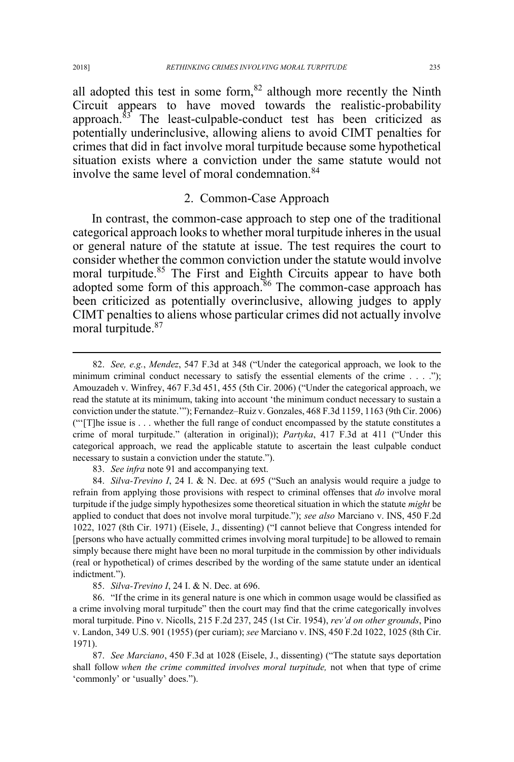all adopted this test in some form,[82] although more recently the Ninth Circuit appears to have moved towards the realistic-probability approach.[83] The least-culpable-conduct test has been criticized as potentially underinclusive, allowing aliens to avoid CIMT penalties for crimes that did in fact involve moral turpitude because some hypothetical situation exists where a conviction under the same statute would not involve the same level of moral condemnation.[84]

### 2. Common-Case Approach

In contrast, the common-case approach to step one of the traditional categorical approach looks to whether moral turpitude inheres in the usual or general nature of the statute at issue. The test requires the court to consider whether the common conviction under the statute would involve moral turpitude.[85] The First and Eighth Circuits appear to have both adopted some form of this approach.[86] The common-case approach has been criticized as potentially overinclusive, allowing judges to apply CIMT penalties to aliens whose particular crimes did not actually involve moral turpitude.[87]

---

82. *See, e.g.*, *Mendez*, 547 F.3d at 348 ("Under the categorical approach, we look to the minimum criminal conduct necessary to satisfy the essential elements of the crime . . . ."); Amouzadeh v. Winfrey, 467 F.3d 451, 455 (5th Cir. 2006) ("Under the categorical approach, we read the statute at its minimum, taking into account 'the minimum conduct necessary to sustain a conviction under the statute.'"); Fernandez–Ruiz v. Gonzales, 468 F.3d 1159, 1163 (9th Cir. 2006) ("'[T]he issue is . . . whether the full range of conduct encompassed by the statute constitutes a crime of moral turpitude." (alteration in original)); *Partyka*, 417 F.3d at 411 ("Under this categorical approach, we read the applicable statute to ascertain the least culpable conduct necessary to sustain a conviction under the statute.").

83. *See infra* note 91 and accompanying text.

84. *Silva-Trevino I*, 24 I. & N. Dec. at 695 ("Such an analysis would require a judge to refrain from applying those provisions with respect to criminal offenses that *do* involve moral turpitude if the judge simply hypothesizes some theoretical situation in which the statute *might* be applied to conduct that does not involve moral turpitude."); *see also* Marciano v. INS, 450 F.2d 1022, 1027 (8th Cir. 1971) (Eisele, J., dissenting) ("I cannot believe that Congress intended for [persons who have actually committed crimes involving moral turpitude] to be allowed to remain simply because there might have been no moral turpitude in the commission by other individuals (real or hypothetical) of crimes described by the wording of the same statute under an identical indictment.").

85. *Silva-Trevino I*, 24 I. & N. Dec. at 696.

86. "If the crime in its general nature is one which in common usage would be classified as a crime involving moral turpitude" then the court may find that the crime categorically involves moral turpitude. Pino v. Nicolls, 215 F.2d 237, 245 (1st Cir. 1954), *rev'd on other grounds*, Pino v. Landon, 349 U.S. 901 (1955) (per curiam); *see* Marciano v. INS, 450 F.2d 1022, 1025 (8th Cir. 1971).

87. *See Marciano*, 450 F.3d at 1028 (Eisele, J., dissenting) ("The statute says deportation shall follow *when the crime committed involves moral turpitude,* not when that type of crime 'commonly' or 'usually' does.").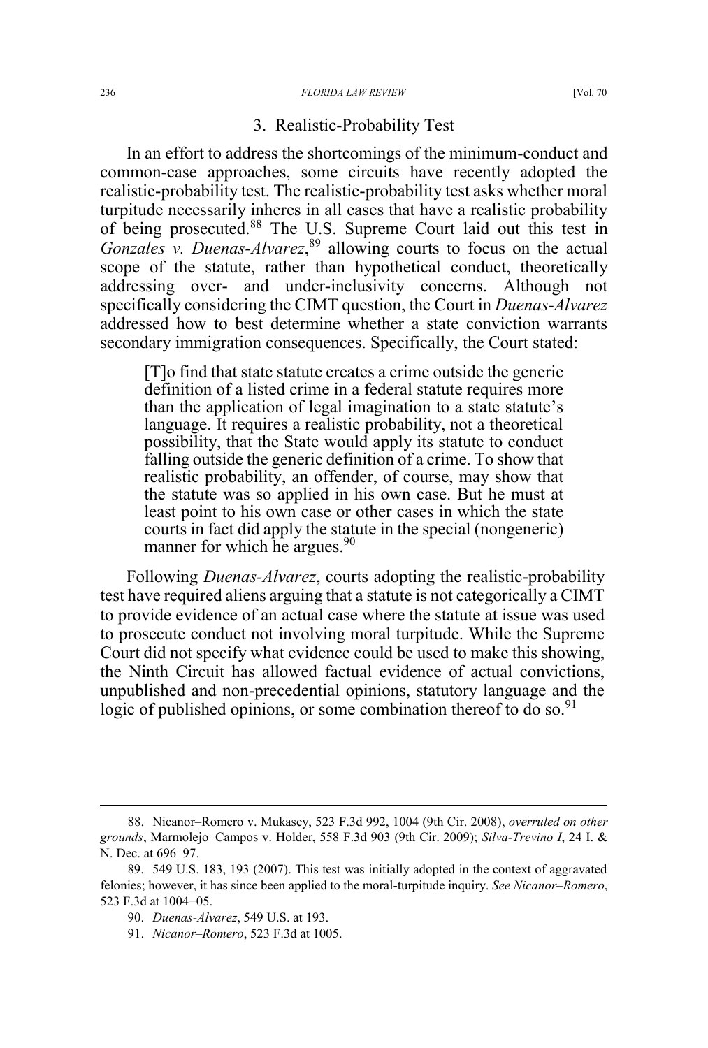### 3. Realistic-Probability Test

In an effort to address the shortcomings of the minimum-conduct and common-case approaches, some circuits have recently adopted the realistic-probability test. The realistic-probability test asks whether moral turpitude necessarily inheres in all cases that have a realistic probability of being prosecuted.[88] The U.S. Supreme Court laid out this test in *Gonzales v. Duenas-Alvarez*,[89] allowing courts to focus on the actual scope of the statute, rather than hypothetical conduct, theoretically addressing over- and under-inclusivity concerns. Although not specifically considering the CIMT question, the Court in *Duenas-Alvarez* addressed how to best determine whether a state conviction warrants secondary immigration consequences. Specifically, the Court stated:

> [T]o find that state statute creates a crime outside the generic definition of a listed crime in a federal statute requires more than the application of legal imagination to a state statute's language. It requires a realistic probability, not a theoretical possibility, that the State would apply its statute to conduct falling outside the generic definition of a crime. To show that realistic probability, an offender, of course, may show that the statute was so applied in his own case. But he must at least point to his own case or other cases in which the state courts in fact did apply the statute in the special (nongeneric) manner for which he argues.[90]

Following *Duenas-Alvarez*, courts adopting the realistic-probability test have required aliens arguing that a statute is not categorically a CIMT to provide evidence of an actual case where the statute at issue was used to prosecute conduct not involving moral turpitude. While the Supreme Court did not specify what evidence could be used to make this showing, the Ninth Circuit has allowed factual evidence of actual convictions, unpublished and non-precedential opinions, statutory language and the logic of published opinions, or some combination thereof to do so.[91]

---

88. Nicanor–Romero v. Mukasey, 523 F.3d 992, 1004 (9th Cir. 2008), *overruled on other grounds*, Marmolejo–Campos v. Holder, 558 F.3d 903 (9th Cir. 2009); *Silva-Trevino I*, 24 I. & N. Dec. at 696–97.

89. 549 U.S. 183, 193 (2007). This test was initially adopted in the context of aggravated felonies; however, it has since been applied to the moral-turpitude inquiry. *See Nicanor–Romero*, 523 F.3d at 1004−05.

90. *Duenas-Alvarez*, 549 U.S. at 193.

91. *Nicanor–Romero*, 523 F.3d at 1005.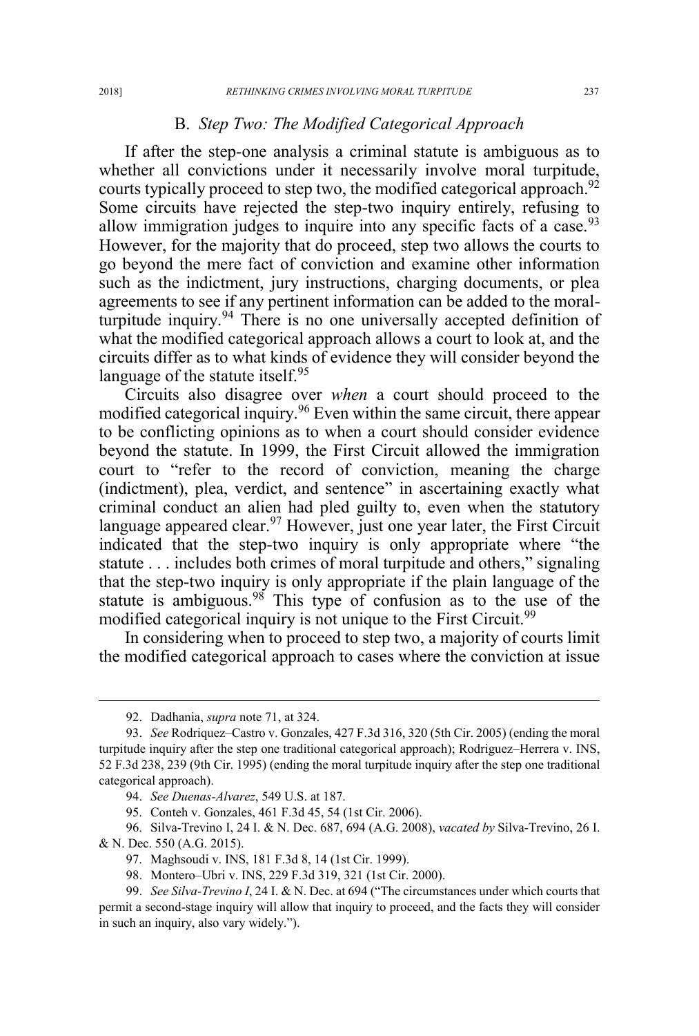### B. *Step Two: The Modified Categorical Approach*

If after the step-one analysis a criminal statute is ambiguous as to whether all convictions under it necessarily involve moral turpitude, courts typically proceed to step two, the modified categorical approach.[92] Some circuits have rejected the step-two inquiry entirely, refusing to allow immigration judges to inquire into any specific facts of a case.[93] However, for the majority that do proceed, step two allows the courts to go beyond the mere fact of conviction and examine other information such as the indictment, jury instructions, charging documents, or plea agreements to see if any pertinent information can be added to the moral-turpitude inquiry.[94] There is no one universally accepted definition of what the modified categorical approach allows a court to look at, and the circuits differ as to what kinds of evidence they will consider beyond the language of the statute itself.[95]

Circuits also disagree over *when* a court should proceed to the modified categorical inquiry.[96] Even within the same circuit, there appear to be conflicting opinions as to when a court should consider evidence beyond the statute. In 1999, the First Circuit allowed the immigration court to "refer to the record of conviction, meaning the charge (indictment), plea, verdict, and sentence" in ascertaining exactly what criminal conduct an alien had pled guilty to, even when the statutory language appeared clear.[97] However, just one year later, the First Circuit indicated that the step-two inquiry is only appropriate where "the statute . . . includes both crimes of moral turpitude and others," signaling that the step-two inquiry is only appropriate if the plain language of the statute is ambiguous.[98] This type of confusion as to the use of the modified categorical inquiry is not unique to the First Circuit.[99]

In considering when to proceed to step two, a majority of courts limit the modified categorical approach to cases where the conviction at issue

---

92. Dadhania, *supra* note 71, at 324.

93. *See* Rodriquez–Castro v. Gonzales, 427 F.3d 316, 320 (5th Cir. 2005) (ending the moral turpitude inquiry after the step one traditional categorical approach); Rodriguez–Herrera v. INS, 52 F.3d 238, 239 (9th Cir. 1995) (ending the moral turpitude inquiry after the step one traditional categorical approach).

94. *See Duenas-Alvarez*, 549 U.S. at 187.

95. Conteh v. Gonzales, 461 F.3d 45, 54 (1st Cir. 2006).

96. Silva-Trevino I, 24 I. & N. Dec. 687, 694 (A.G. 2008), *vacated by* Silva-Trevino, 26 I. & N. Dec. 550 (A.G. 2015).

97. Maghsoudi v. INS, 181 F.3d 8, 14 (1st Cir. 1999).

98. Montero–Ubri v. INS, 229 F.3d 319, 321 (1st Cir. 2000).

99. *See Silva-Trevino I*, 24 I. & N. Dec. at 694 ("The circumstances under which courts that permit a second-stage inquiry will allow that inquiry to proceed, and the facts they will consider in such an inquiry, also vary widely.").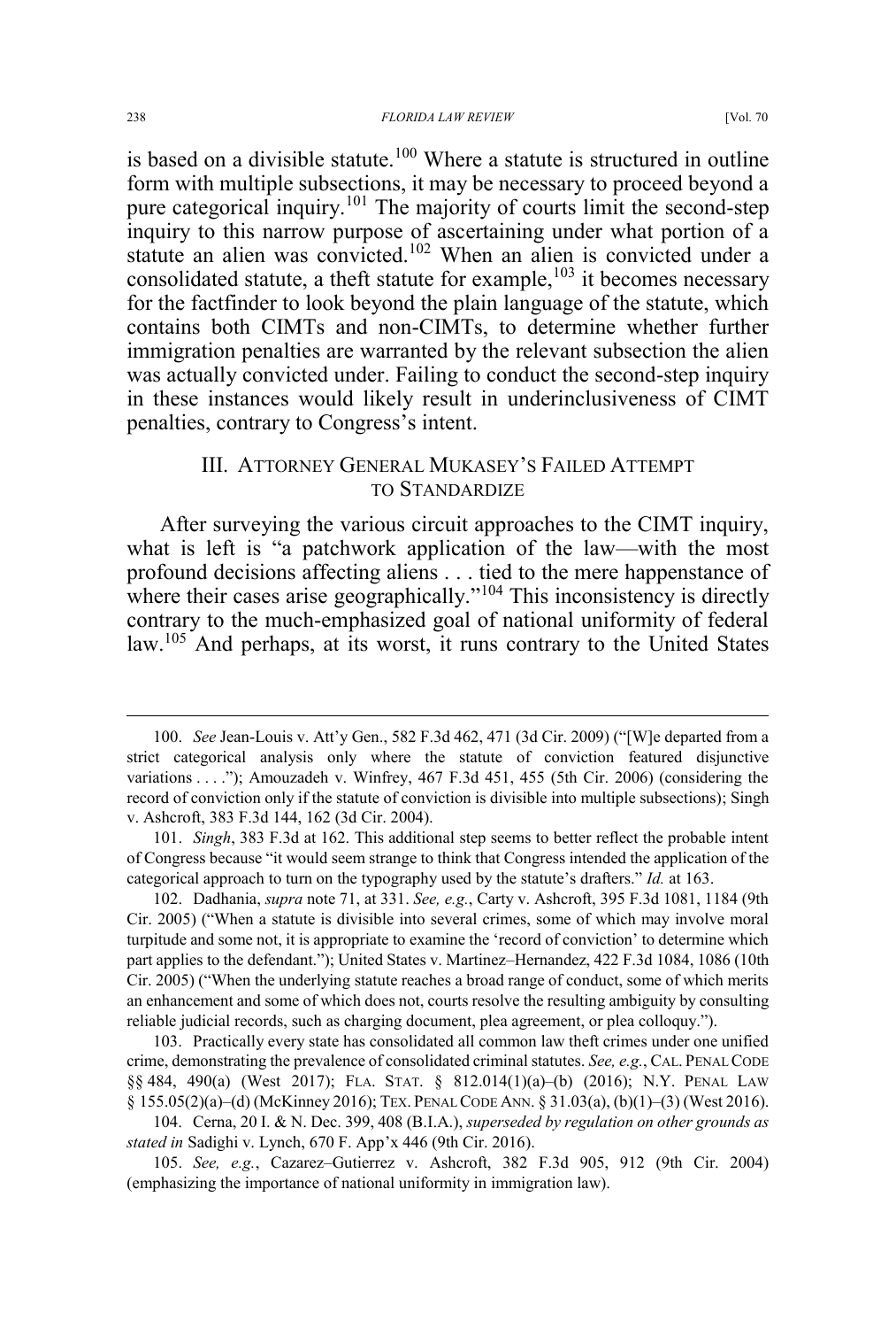is based on a divisible statute.[100] Where a statute is structured in outline form with multiple subsections, it may be necessary to proceed beyond a pure categorical inquiry.[101] The majority of courts limit the second-step inquiry to this narrow purpose of ascertaining under what portion of a statute an alien was convicted.[102] When an alien is convicted under a consolidated statute, a theft statute for example,[103] it becomes necessary for the factfinder to look beyond the plain language of the statute, which contains both CIMTs and non-CIMTs, to determine whether further immigration penalties are warranted by the relevant subsection the alien was actually convicted under. Failing to conduct the second-step inquiry in these instances would likely result in underinclusiveness of CIMT penalties, contrary to Congress's intent.

## III. Attorney General Mukasey's Failed Attempt to Standardize

After surveying the various circuit approaches to the CIMT inquiry, what is left is "a patchwork application of the law—with the most profound decisions affecting aliens . . . tied to the mere happenstance of where their cases arise geographically."[104] This inconsistency is directly contrary to the much-emphasized goal of national uniformity of federal law.[105] And perhaps, at its worst, it runs contrary to the United States

---

100. *See* Jean-Louis v. Att'y Gen., 582 F.3d 462, 471 (3d Cir. 2009) ("[W]e departed from a strict categorical analysis only where the statute of conviction featured disjunctive variations . . . ."); Amouzadeh v. Winfrey, 467 F.3d 451, 455 (5th Cir. 2006) (considering the record of conviction only if the statute of conviction is divisible into multiple subsections); Singh v. Ashcroft, 383 F.3d 144, 162 (3d Cir. 2004).

101. *Singh*, 383 F.3d at 162. This additional step seems to better reflect the probable intent of Congress because "it would seem strange to think that Congress intended the application of the categorical approach to turn on the typography used by the statute's drafters." *Id.* at 163.

102. Dadhania, *supra* note 71, at 331. *See, e.g.*, Carty v. Ashcroft, 395 F.3d 1081, 1184 (9th Cir. 2005) ("When a statute is divisible into several crimes, some of which may involve moral turpitude and some not, it is appropriate to examine the 'record of conviction' to determine which part applies to the defendant."); United States v. Martinez–Hernandez, 422 F.3d 1084, 1086 (10th Cir. 2005) ("When the underlying statute reaches a broad range of conduct, some of which merits an enhancement and some of which does not, courts resolve the resulting ambiguity by consulting reliable judicial records, such as charging document, plea agreement, or plea colloquy.").

103. Practically every state has consolidated all common law theft crimes under one unified crime, demonstrating the prevalence of consolidated criminal statutes. *See, e.g.*, CAL. PENAL CODE §§ 484, 490(a) (West 2017); FLA. STAT. § 812.014(1)(a)–(b) (2016); N.Y. PENAL LAW § 155.05(2)(a)–(d) (McKinney 2016); TEX. PENAL CODE ANN. § 31.03(a), (b)(1)–(3) (West 2016).

104. Cerna, 20 I. & N. Dec. 399, 408 (B.I.A.), *superseded by regulation on other grounds as stated in* Sadighi v. Lynch, 670 F. App'x 446 (9th Cir. 2016).

105. *See, e.g.*, Cazarez–Gutierrez v. Ashcroft, 382 F.3d 905, 912 (9th Cir. 2004) (emphasizing the importance of national uniformity in immigration law).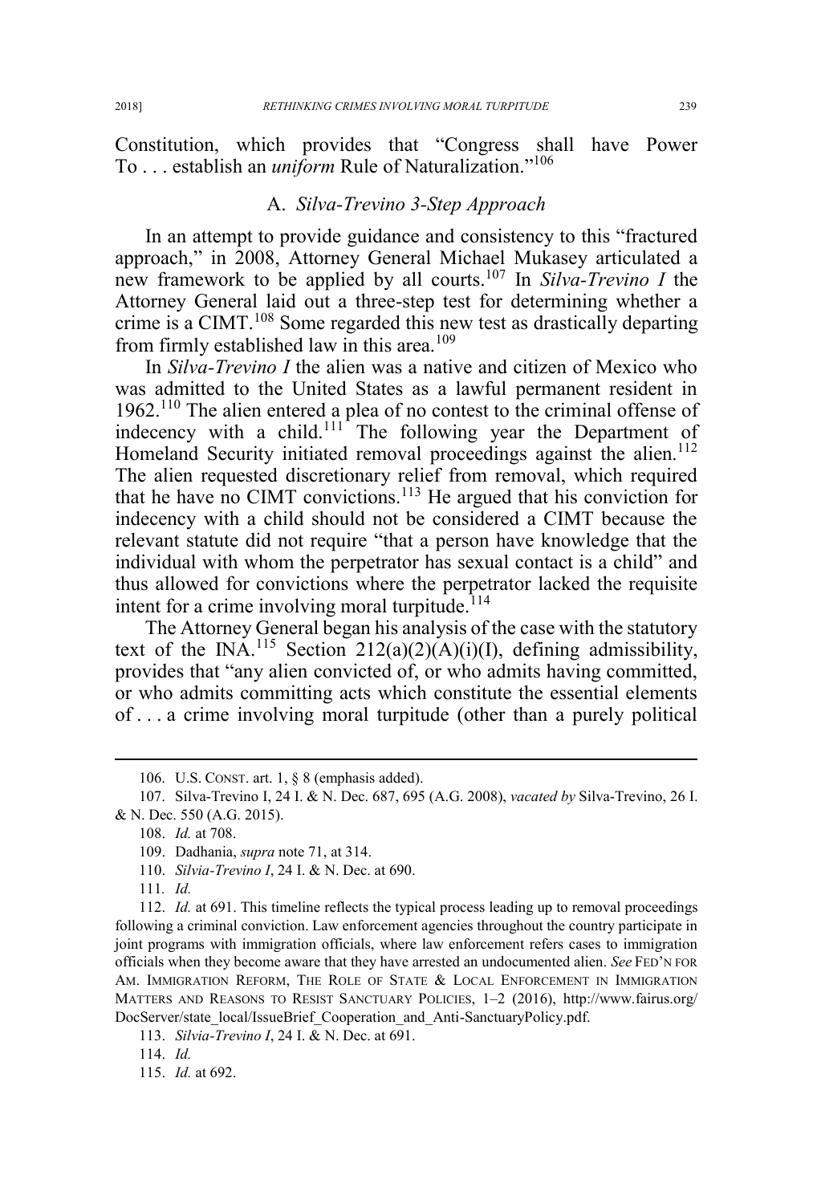Constitution, which provides that "Congress shall have Power To . . . establish an *uniform* Rule of Naturalization."[106]

## A. *Silva-Trevino* 3-Step Approach

In an attempt to provide guidance and consistency to this "fractured approach," in 2008, Attorney General Michael Mukasey articulated a new framework to be applied by all courts.[107] In *Silva-Trevino I* the Attorney General laid out a three-step test for determining whether a crime is a CIMT.[108] Some regarded this new test as drastically departing from firmly established law in this area.[109]

In *Silva-Trevino I* the alien was a native and citizen of Mexico who was admitted to the United States as a lawful permanent resident in 1962.[110] The alien entered a plea of no contest to the criminal offense of indecency with a child.[111] The following year the Department of Homeland Security initiated removal proceedings against the alien.[112] The alien requested discretionary relief from removal, which required that he have no CIMT convictions.[113] He argued that his conviction for indecency with a child should not be considered a CIMT because the relevant statute did not require "that a person have knowledge that the individual with whom the perpetrator has sexual contact is a child" and thus allowed for convictions where the perpetrator lacked the requisite intent for a crime involving moral turpitude.[114]

The Attorney General began his analysis of the case with the statutory text of the INA.[115] Section 212(a)(2)(A)(i)(I), defining admissibility, provides that "any alien convicted of, or who admits having committed, or who admits committing acts which constitute the essential elements of . . . a crime involving moral turpitude (other than a purely political

---

106. U.S. CONST. art. 1, § 8 (emphasis added).

107. Silva-Trevino I, 24 I. & N. Dec. 687, 695 (A.G. 2008), *vacated by* Silva-Trevino, 26 I. & N. Dec. 550 (A.G. 2015).

108. *Id.* at 708.

109. Dadhania, *supra* note 71, at 314.

110. *Silvia-Trevino I*, 24 I. & N. Dec. at 690.

111. *Id.*

112. *Id.* at 691. This timeline reflects the typical process leading up to removal proceedings following a criminal conviction. Law enforcement agencies throughout the country participate in joint programs with immigration officials, where law enforcement refers cases to immigration officials when they become aware that they have arrested an undocumented alien. *See* FED'N FOR AM. IMMIGRATION REFORM, THE ROLE OF STATE & LOCAL ENFORCEMENT IN IMMIGRATION MATTERS AND REASONS TO RESIST SANCTUARY POLICIES, 1–2 (2016), http://www.fairus.org/DocServer/state_local/IssueBrief_Cooperation_and_Anti-SanctuaryPolicy.pdf.

113. *Silvia-Trevino I*, 24 I. & N. Dec. at 691.

114. *Id.*

115. *Id.* at 692.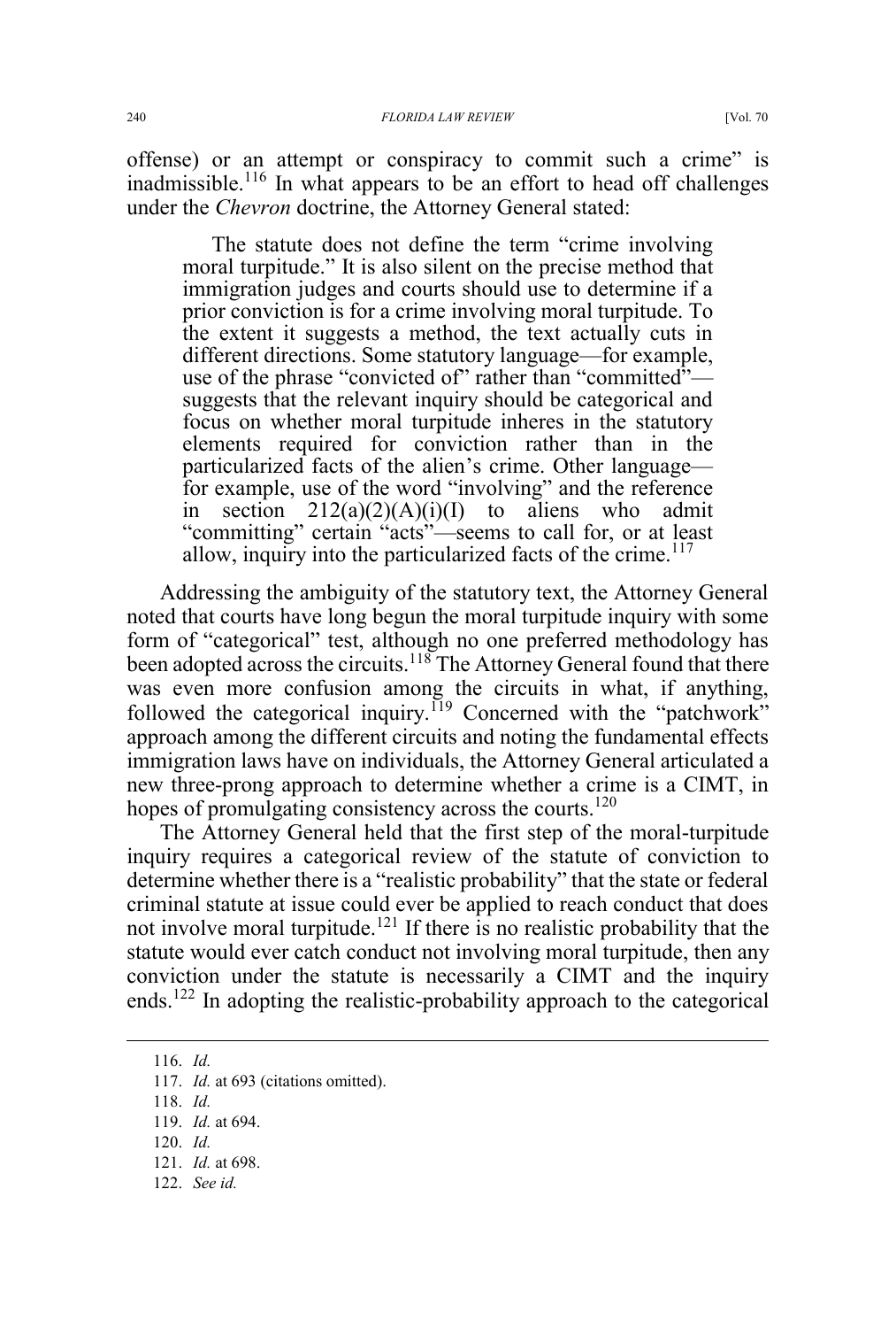offense) or an attempt or conspiracy to commit such a crime" is inadmissible.[116] In what appears to be an effort to head off challenges under the *Chevron* doctrine, the Attorney General stated:

> The statute does not define the term "crime involving moral turpitude." It is also silent on the precise method that immigration judges and courts should use to determine if a prior conviction is for a crime involving moral turpitude. To the extent it suggests a method, the text actually cuts in different directions. Some statutory language—for example, use of the phrase "convicted of" rather than "committed"—suggests that the relevant inquiry should be categorical and focus on whether moral turpitude inheres in the statutory elements required for conviction rather than in the particularized facts of the alien's crime. Other language—for example, use of the word "involving" and the reference in section 212(a)(2)(A)(i)(I) to aliens who admit "committing" certain "acts"—seems to call for, or at least allow, inquiry into the particularized facts of the crime.[117]

Addressing the ambiguity of the statutory text, the Attorney General noted that courts have long begun the moral turpitude inquiry with some form of "categorical" test, although no one preferred methodology has been adopted across the circuits.[118] The Attorney General found that there was even more confusion among the circuits in what, if anything, followed the categorical inquiry.[119] Concerned with the "patchwork" approach among the different circuits and noting the fundamental effects immigration laws have on individuals, the Attorney General articulated a new three-prong approach to determine whether a crime is a CIMT, in hopes of promulgating consistency across the courts.[120]

The Attorney General held that the first step of the moral-turpitude inquiry requires a categorical review of the statute of conviction to determine whether there is a "realistic probability" that the state or federal criminal statute at issue could ever be applied to reach conduct that does not involve moral turpitude.[121] If there is no realistic probability that the statute would ever catch conduct not involving moral turpitude, then any conviction under the statute is necessarily a CIMT and the inquiry ends.[122] In adopting the realistic-probability approach to the categorical

---

116. *Id.*

117. *Id.* at 693 (citations omitted).

118. *Id.*

119. *Id.* at 694.

120. *Id.*

121. *Id.* at 698.

122. *See id.*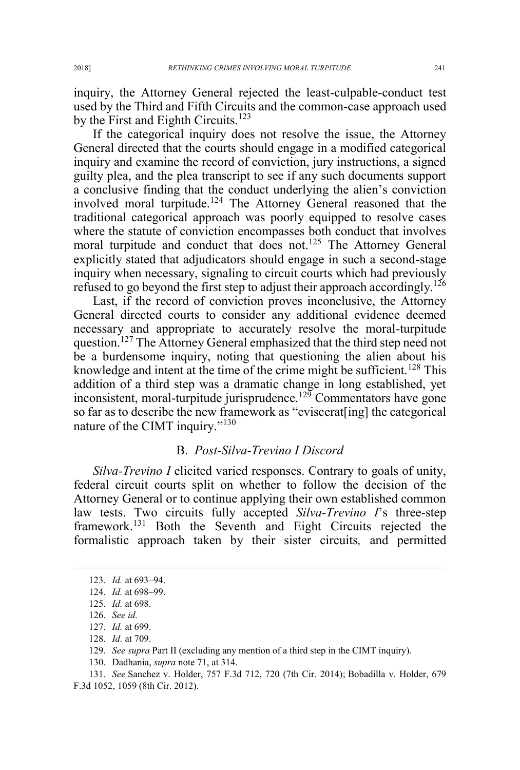inquiry, the Attorney General rejected the least-culpable-conduct test used by the Third and Fifth Circuits and the common-case approach used by the First and Eighth Circuits.[123]

If the categorical inquiry does not resolve the issue, the Attorney General directed that the courts should engage in a modified categorical inquiry and examine the record of conviction, jury instructions, a signed guilty plea, and the plea transcript to see if any such documents support a conclusive finding that the conduct underlying the alien's conviction involved moral turpitude.[124] The Attorney General reasoned that the traditional categorical approach was poorly equipped to resolve cases where the statute of conviction encompasses both conduct that involves moral turpitude and conduct that does not.[125] The Attorney General explicitly stated that adjudicators should engage in such a second-stage inquiry when necessary, signaling to circuit courts which had previously refused to go beyond the first step to adjust their approach accordingly.[126]

Last, if the record of conviction proves inconclusive, the Attorney General directed courts to consider any additional evidence deemed necessary and appropriate to accurately resolve the moral-turpitude question.[127] The Attorney General emphasized that the third step need not be a burdensome inquiry, noting that questioning the alien about his knowledge and intent at the time of the crime might be sufficient.[128] This addition of a third step was a dramatic change in long established, yet inconsistent, moral-turpitude jurisprudence.[129] Commentators have gone so far as to describe the new framework as "eviscerat[ing] the categorical nature of the CIMT inquiry."[130]

### B. *Post-Silva-Trevino I Discord*

*Silva-Trevino I* elicited varied responses. Contrary to goals of unity, federal circuit courts split on whether to follow the decision of the Attorney General or to continue applying their own established common law tests. Two circuits fully accepted *Silva-Trevino I*'s three-step framework.[131] Both the Seventh and Eight Circuits rejected the formalistic approach taken by their sister circuits, and permitted

---

123. *Id.* at 693–94.

124. *Id.* at 698–99.

125. *Id.* at 698.

126. *See id.*

127. *Id.* at 699.

128. *Id.* at 709.

129. *See supra* Part II (excluding any mention of a third step in the CIMT inquiry).

130. Dadhania, *supra* note 71, at 314.

131. *See* Sanchez v. Holder, 757 F.3d 712, 720 (7th Cir. 2014); Bobadilla v. Holder, 679 F.3d 1052, 1059 (8th Cir. 2012).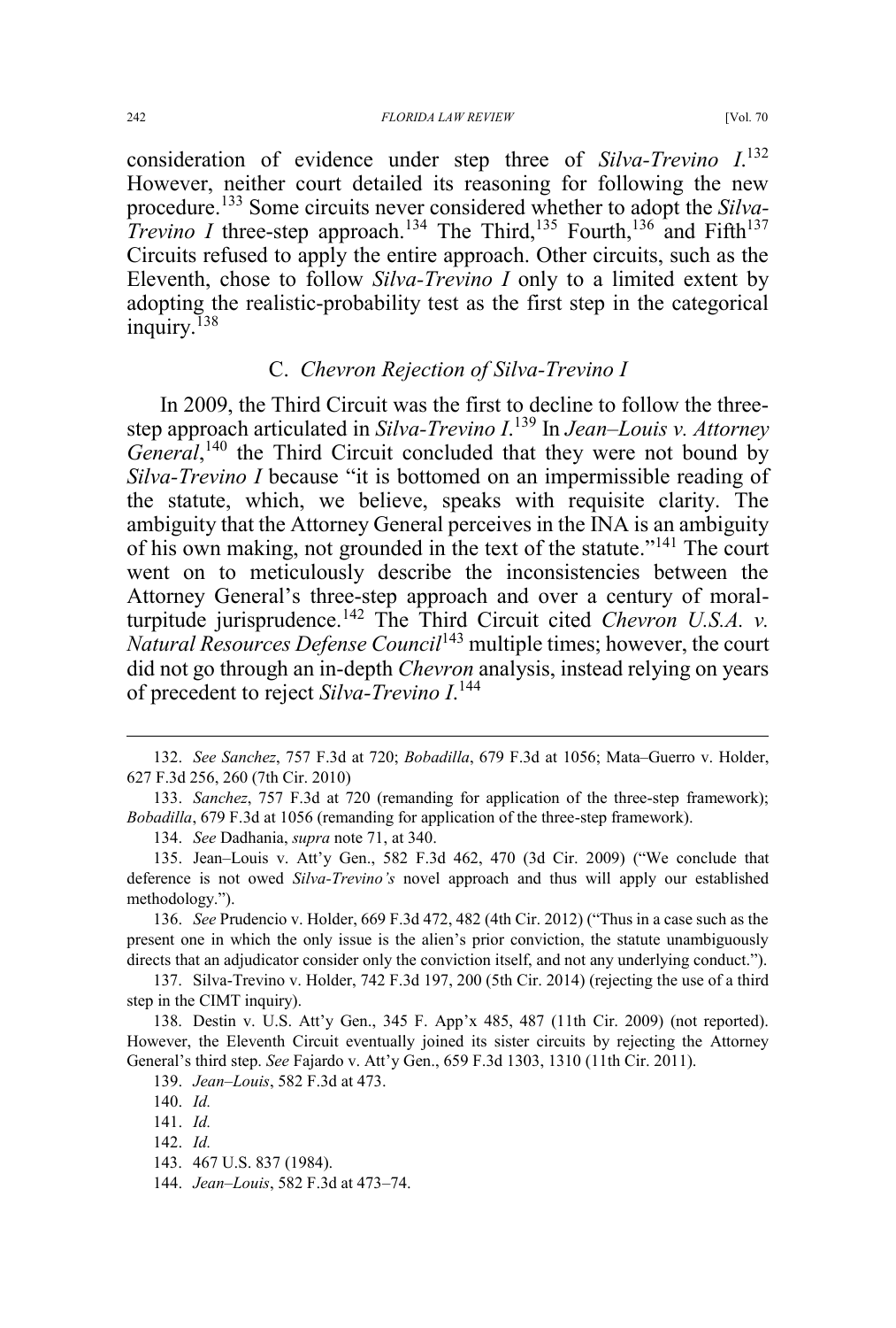consideration of evidence under step three of *Silva-Trevino I*.[132] However, neither court detailed its reasoning for following the new procedure.[133] Some circuits never considered whether to adopt the *Silva-Trevino I* three-step approach.[134] The Third,[135] Fourth,[136] and Fifth[137] Circuits refused to apply the entire approach. Other circuits, such as the Eleventh, chose to follow *Silva-Trevino I* only to a limited extent by adopting the realistic-probability test as the first step in the categorical inquiry.[138]

### C. *Chevron Rejection of Silva-Trevino I*

In 2009, the Third Circuit was the first to decline to follow the three-step approach articulated in *Silva-Trevino I*.[139] In *Jean–Louis v. Attorney General*,[140] the Third Circuit concluded that they were not bound by *Silva-Trevino I* because "it is bottomed on an impermissible reading of the statute, which, we believe, speaks with requisite clarity. The ambiguity that the Attorney General perceives in the INA is an ambiguity of his own making, not grounded in the text of the statute."[141] The court went on to meticulously describe the inconsistencies between the Attorney General's three-step approach and over a century of moral-turpitude jurisprudence.[142] The Third Circuit cited *Chevron U.S.A. v. Natural Resources Defense Council*[143] multiple times; however, the court did not go through an in-depth *Chevron* analysis, instead relying on years of precedent to reject *Silva-Trevino I*.[144]

---

132. *See Sanchez*, 757 F.3d at 720; *Bobadilla*, 679 F.3d at 1056; Mata–Guerro v. Holder, 627 F.3d 256, 260 (7th Cir. 2010)

133. *Sanchez*, 757 F.3d at 720 (remanding for application of the three-step framework); *Bobadilla*, 679 F.3d at 1056 (remanding for application of the three-step framework).

134. *See* Dadhania, *supra* note 71, at 340.

135. Jean–Louis v. Att'y Gen., 582 F.3d 462, 470 (3d Cir. 2009) ("We conclude that deference is not owed *Silva-Trevino's* novel approach and thus will apply our established methodology.").

136. *See* Prudencio v. Holder, 669 F.3d 472, 482 (4th Cir. 2012) ("Thus in a case such as the present one in which the only issue is the alien's prior conviction, the statute unambiguously directs that an adjudicator consider only the conviction itself, and not any underlying conduct.").

137. Silva-Trevino v. Holder, 742 F.3d 197, 200 (5th Cir. 2014) (rejecting the use of a third step in the CIMT inquiry).

138. Destin v. U.S. Att'y Gen., 345 F. App'x 485, 487 (11th Cir. 2009) (not reported). However, the Eleventh Circuit eventually joined its sister circuits by rejecting the Attorney General's third step. *See* Fajardo v. Att'y Gen., 659 F.3d 1303, 1310 (11th Cir. 2011).

139. *Jean–Louis*, 582 F.3d at 473.

140. *Id.*

141. *Id.*

142. *Id.*

143. 467 U.S. 837 (1984).

144. *Jean–Louis*, 582 F.3d at 473–74.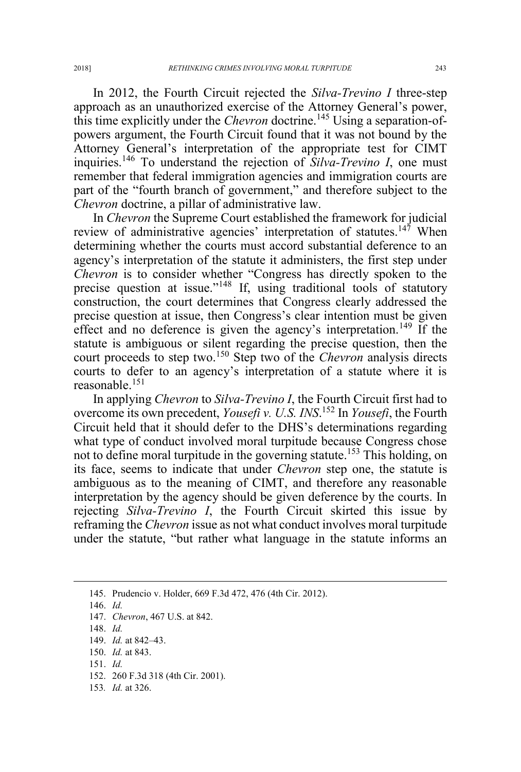In 2012, the Fourth Circuit rejected the *Silva-Trevino I* three-step approach as an unauthorized exercise of the Attorney General's power, this time explicitly under the *Chevron* doctrine.[145] Using a separation-of-powers argument, the Fourth Circuit found that it was not bound by the Attorney General's interpretation of the appropriate test for CIMT inquiries.[146] To understand the rejection of *Silva-Trevino I*, one must remember that federal immigration agencies and immigration courts are part of the "fourth branch of government," and therefore subject to the *Chevron* doctrine, a pillar of administrative law.

In *Chevron* the Supreme Court established the framework for judicial review of administrative agencies' interpretation of statutes.[147] When determining whether the courts must accord substantial deference to an agency's interpretation of the statute it administers, the first step under *Chevron* is to consider whether "Congress has directly spoken to the precise question at issue."[148] If, using traditional tools of statutory construction, the court determines that Congress clearly addressed the precise question at issue, then Congress's clear intention must be given effect and no deference is given the agency's interpretation.[149] If the statute is ambiguous or silent regarding the precise question, then the court proceeds to step two.[150] Step two of the *Chevron* analysis directs courts to defer to an agency's interpretation of a statute where it is reasonable.[151]

In applying *Chevron* to *Silva-Trevino I*, the Fourth Circuit first had to overcome its own precedent, *Yousefi v. U.S. INS*.[152] In *Yousefi*, the Fourth Circuit held that it should defer to the DHS's determinations regarding what type of conduct involved moral turpitude because Congress chose not to define moral turpitude in the governing statute.[153] This holding, on its face, seems to indicate that under *Chevron* step one, the statute is ambiguous as to the meaning of CIMT, and therefore any reasonable interpretation by the agency should be given deference by the courts. In rejecting *Silva-Trevino I*, the Fourth Circuit skirted this issue by reframing the *Chevron* issue as not what conduct involves moral turpitude under the statute, "but rather what language in the statute informs an

145. Prudencio v. Holder, 669 F.3d 472, 476 (4th Cir. 2012).

146. *Id.*

147. *Chevron*, 467 U.S. at 842.

148. *Id.*

149. *Id.* at 842–43.

150. *Id.* at 843.

151. *Id.*

152. 260 F.3d 318 (4th Cir. 2001).

153. *Id.* at 326.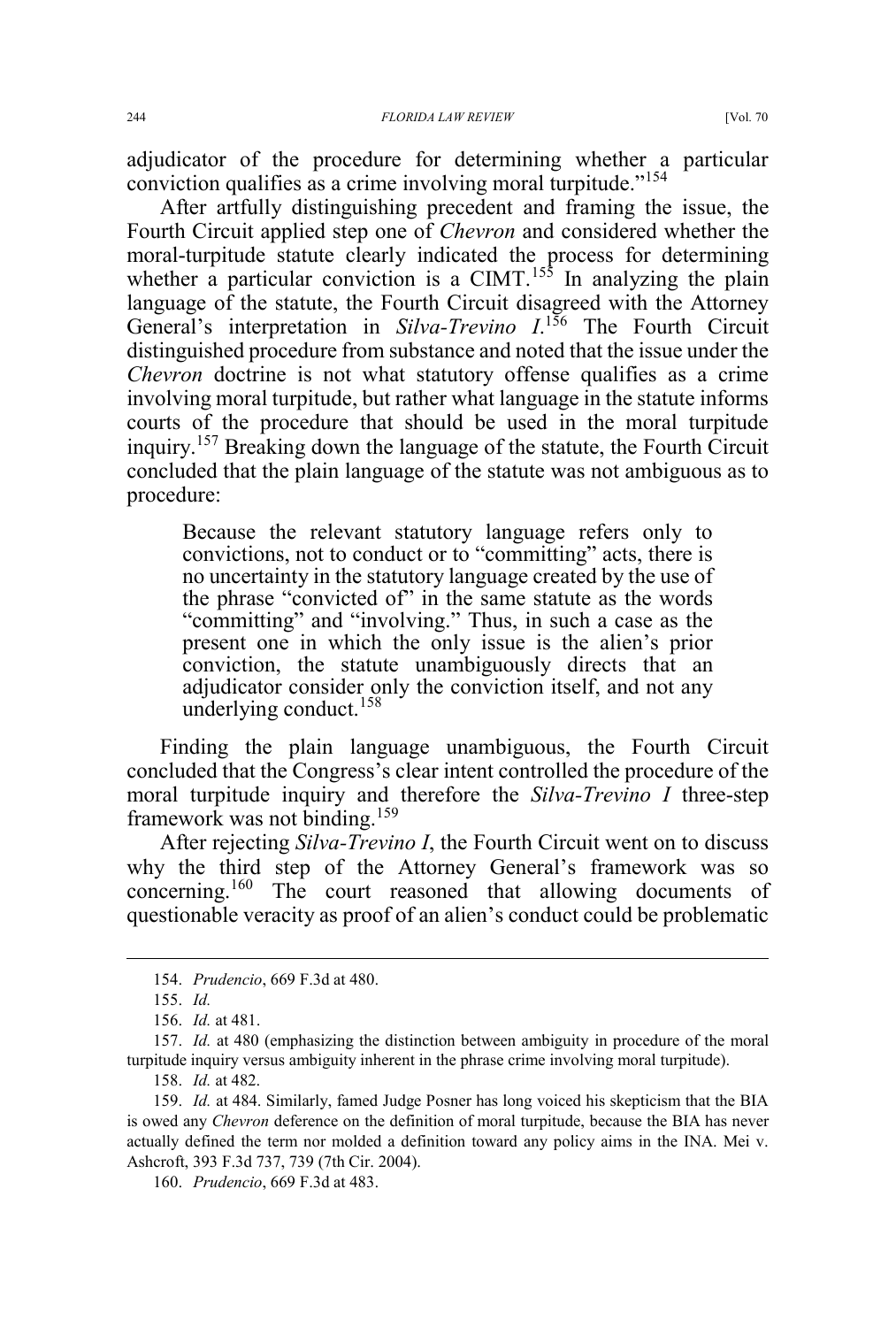adjudicator of the procedure for determining whether a particular conviction qualifies as a crime involving moral turpitude."[154]

After artfully distinguishing precedent and framing the issue, the Fourth Circuit applied step one of *Chevron* and considered whether the moral-turpitude statute clearly indicated the process for determining whether a particular conviction is a CIMT.[155] In analyzing the plain language of the statute, the Fourth Circuit disagreed with the Attorney General's interpretation in *Silva-Trevino I*.[156] The Fourth Circuit distinguished procedure from substance and noted that the issue under the *Chevron* doctrine is not what statutory offense qualifies as a crime involving moral turpitude, but rather what language in the statute informs courts of the procedure that should be used in the moral turpitude inquiry.[157] Breaking down the language of the statute, the Fourth Circuit concluded that the plain language of the statute was not ambiguous as to procedure:

> Because the relevant statutory language refers only to convictions, not to conduct or to "committing" acts, there is no uncertainty in the statutory language created by the use of the phrase "convicted of" in the same statute as the words "committing" and "involving." Thus, in such a case as the present one in which the only issue is the alien's prior conviction, the statute unambiguously directs that an adjudicator consider only the conviction itself, and not any underlying conduct.[158]

Finding the plain language unambiguous, the Fourth Circuit concluded that the Congress's clear intent controlled the procedure of the moral turpitude inquiry and therefore the *Silva-Trevino I* three-step framework was not binding.[159]

After rejecting *Silva-Trevino I*, the Fourth Circuit went on to discuss why the third step of the Attorney General's framework was so concerning.[160] The court reasoned that allowing documents of questionable veracity as proof of an alien's conduct could be problematic

---

154. *Prudencio*, 669 F.3d at 480.

155. *Id.*

156. *Id.* at 481.

157. *Id.* at 480 (emphasizing the distinction between ambiguity in procedure of the moral turpitude inquiry versus ambiguity inherent in the phrase crime involving moral turpitude).

158. *Id.* at 482.

159. *Id.* at 484. Similarly, famed Judge Posner has long voiced his skepticism that the BIA is owed any *Chevron* deference on the definition of moral turpitude, because the BIA has never actually defined the term nor molded a definition toward any policy aims in the INA. Mei v. Ashcroft, 393 F.3d 737, 739 (7th Cir. 2004).

160. *Prudencio*, 669 F.3d at 483.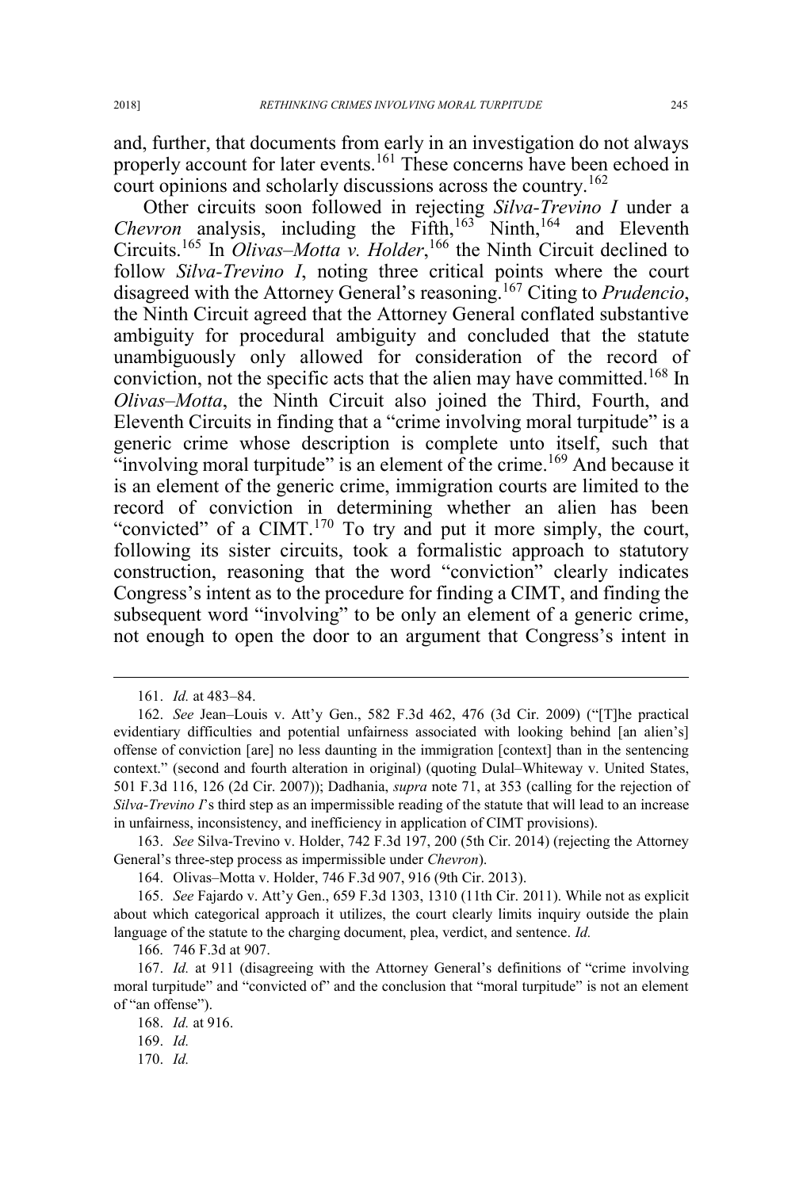and, further, that documents from early in an investigation do not always properly account for later events.[161] These concerns have been echoed in court opinions and scholarly discussions across the country.[162]

Other circuits soon followed in rejecting *Silva-Trevino I* under a *Chevron* analysis, including the Fifth,[163] Ninth,[164] and Eleventh Circuits.[165] In *Olivas–Motta v. Holder*,[166] the Ninth Circuit declined to follow *Silva-Trevino I*, noting three critical points where the court disagreed with the Attorney General's reasoning.[167] Citing to *Prudencio*, the Ninth Circuit agreed that the Attorney General conflated substantive ambiguity for procedural ambiguity and concluded that the statute unambiguously only allowed for consideration of the record of conviction, not the specific acts that the alien may have committed.[168] In *Olivas–Motta*, the Ninth Circuit also joined the Third, Fourth, and Eleventh Circuits in finding that a "crime involving moral turpitude" is a generic crime whose description is complete unto itself, such that "involving moral turpitude" is an element of the crime.[169] And because it is an element of the generic crime, immigration courts are limited to the record of conviction in determining whether an alien has been "convicted" of a CIMT.[170] To try and put it more simply, the court, following its sister circuits, took a formalistic approach to statutory construction, reasoning that the word "conviction" clearly indicates Congress's intent as to the procedure for finding a CIMT, and finding the subsequent word "involving" to be only an element of a generic crime, not enough to open the door to an argument that Congress's intent in

---

161. *Id.* at 483–84.

162. *See* Jean–Louis v. Att'y Gen., 582 F.3d 462, 476 (3d Cir. 2009) ("[T]he practical evidentiary difficulties and potential unfairness associated with looking behind [an alien's] offense of conviction [are] no less daunting in the immigration [context] than in the sentencing context." (second and fourth alteration in original) (quoting Dulal–Whiteway v. United States, 501 F.3d 116, 126 (2d Cir. 2007)); Dadhania, *supra* note 71, at 353 (calling for the rejection of *Silva-Trevino I*'s third step as an impermissible reading of the statute that will lead to an increase in unfairness, inconsistency, and inefficiency in application of CIMT provisions).

163. *See* Silva-Trevino v. Holder, 742 F.3d 197, 200 (5th Cir. 2014) (rejecting the Attorney General's three-step process as impermissible under *Chevron*).

164. Olivas–Motta v. Holder, 746 F.3d 907, 916 (9th Cir. 2013).

165. *See* Fajardo v. Att'y Gen., 659 F.3d 1303, 1310 (11th Cir. 2011). While not as explicit about which categorical approach it utilizes, the court clearly limits inquiry outside the plain language of the statute to the charging document, plea, verdict, and sentence. *Id.*

166. 746 F.3d at 907.

167. *Id.* at 911 (disagreeing with the Attorney General's definitions of "crime involving moral turpitude" and "convicted of" and the conclusion that "moral turpitude" is not an element of "an offense").

168. *Id.* at 916.

169. *Id.*

170. *Id.*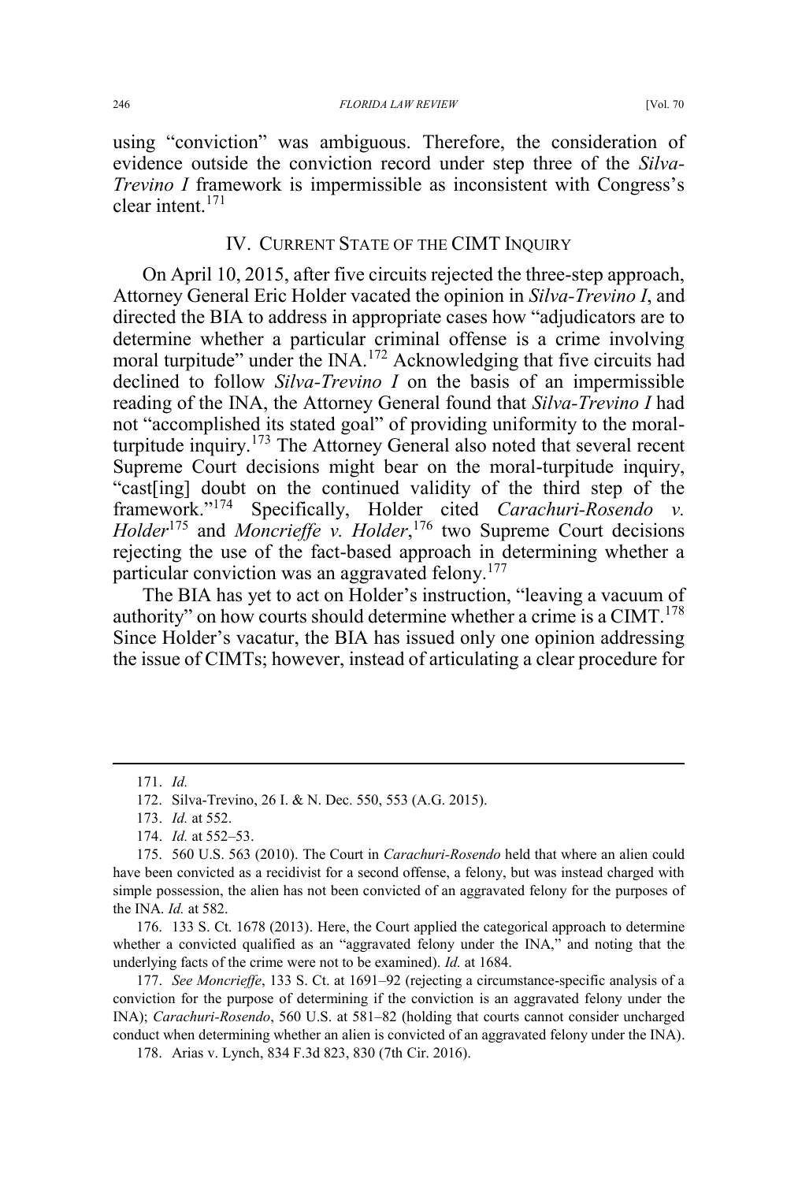using "conviction" was ambiguous. Therefore, the consideration of evidence outside the conviction record under step three of the *Silva-Trevino I* framework is impermissible as inconsistent with Congress's clear intent.[171]

## IV. CURRENT STATE OF THE CIMT INQUIRY

On April 10, 2015, after five circuits rejected the three-step approach, Attorney General Eric Holder vacated the opinion in *Silva-Trevino I*, and directed the BIA to address in appropriate cases how "adjudicators are to determine whether a particular criminal offense is a crime involving moral turpitude" under the INA.[172] Acknowledging that five circuits had declined to follow *Silva-Trevino I* on the basis of an impermissible reading of the INA, the Attorney General found that *Silva-Trevino I* had not "accomplished its stated goal" of providing uniformity to the moral-turpitude inquiry.[173] The Attorney General also noted that several recent Supreme Court decisions might bear on the moral-turpitude inquiry, "cast[ing] doubt on the continued validity of the third step of the framework."[174] Specifically, Holder cited *Carachuri-Rosendo v. Holder*[175] and *Moncrieffe v. Holder*,[176] two Supreme Court decisions rejecting the use of the fact-based approach in determining whether a particular conviction was an aggravated felony.[177]

The BIA has yet to act on Holder's instruction, "leaving a vacuum of authority" on how courts should determine whether a crime is a CIMT.[178] Since Holder's vacatur, the BIA has issued only one opinion addressing the issue of CIMTs; however, instead of articulating a clear procedure for

---

171. *Id.*

172. Silva-Trevino, 26 I. & N. Dec. 550, 553 (A.G. 2015).

173. *Id.* at 552.

174. *Id.* at 552–53.

175. 560 U.S. 563 (2010). The Court in *Carachuri-Rosendo* held that where an alien could have been convicted as a recidivist for a second offense, a felony, but was instead charged with simple possession, the alien has not been convicted of an aggravated felony for the purposes of the INA. *Id.* at 582.

176. 133 S. Ct. 1678 (2013). Here, the Court applied the categorical approach to determine whether a convicted qualified as an "aggravated felony under the INA," and noting that the underlying facts of the crime were not to be examined). *Id.* at 1684.

177. *See Moncrieffe*, 133 S. Ct. at 1691–92 (rejecting a circumstance-specific analysis of a conviction for the purpose of determining if the conviction is an aggravated felony under the INA); *Carachuri-Rosendo*, 560 U.S. at 581–82 (holding that courts cannot consider uncharged conduct when determining whether an alien is convicted of an aggravated felony under the INA).

178. Arias v. Lynch, 834 F.3d 823, 830 (7th Cir. 2016).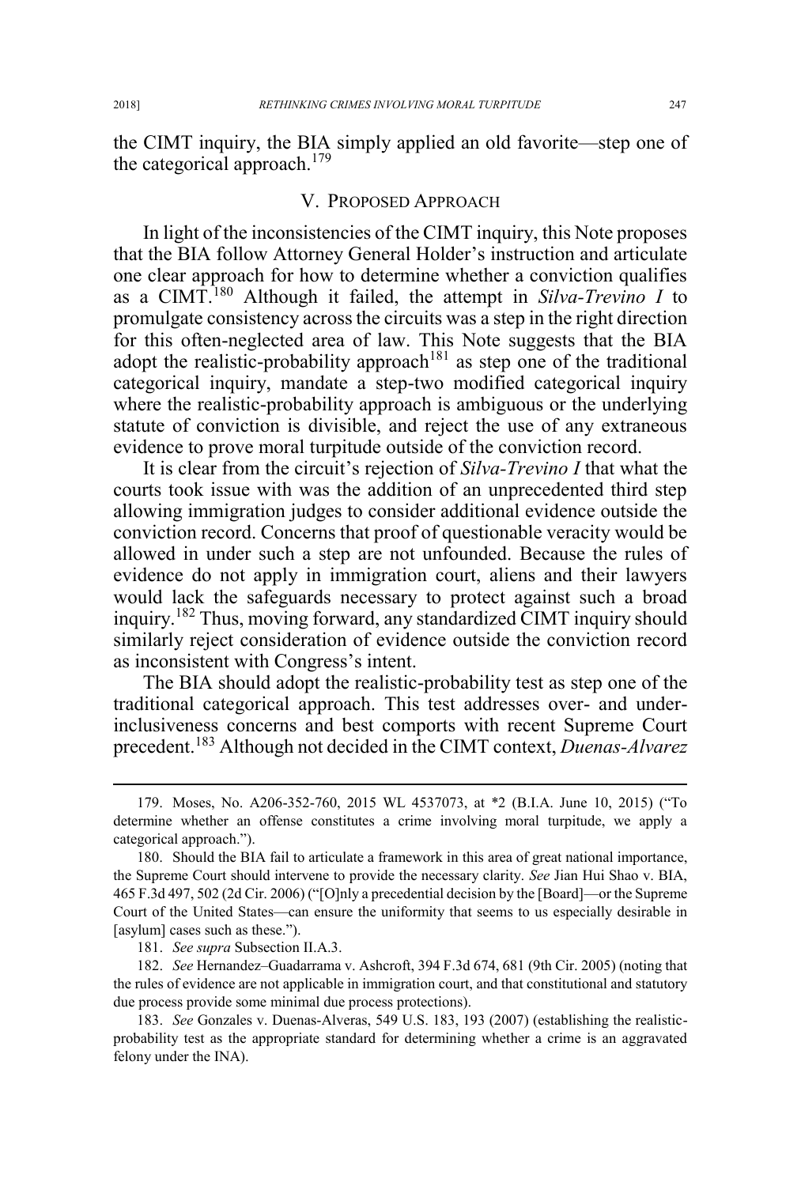the CIMT inquiry, the BIA simply applied an old favorite—step one of the categorical approach.[179]

## V. PROPOSED APPROACH

In light of the inconsistencies of the CIMT inquiry, this Note proposes that the BIA follow Attorney General Holder's instruction and articulate one clear approach for how to determine whether a conviction qualifies as a CIMT.[180] Although it failed, the attempt in *Silva-Trevino I* to promulgate consistency across the circuits was a step in the right direction for this often-neglected area of law. This Note suggests that the BIA adopt the realistic-probability approach[181] as step one of the traditional categorical inquiry, mandate a step-two modified categorical inquiry where the realistic-probability approach is ambiguous or the underlying statute of conviction is divisible, and reject the use of any extraneous evidence to prove moral turpitude outside of the conviction record.

It is clear from the circuit's rejection of *Silva-Trevino I* that what the courts took issue with was the addition of an unprecedented third step allowing immigration judges to consider additional evidence outside the conviction record. Concerns that proof of questionable veracity would be allowed in under such a step are not unfounded. Because the rules of evidence do not apply in immigration court, aliens and their lawyers would lack the safeguards necessary to protect against such a broad inquiry.[182] Thus, moving forward, any standardized CIMT inquiry should similarly reject consideration of evidence outside the conviction record as inconsistent with Congress's intent.

The BIA should adopt the realistic-probability test as step one of the traditional categorical approach. This test addresses over- and under-inclusiveness concerns and best comports with recent Supreme Court precedent.[183] Although not decided in the CIMT context, *Duenas-Alvarez*

---

179. Moses, No. A206-352-760, 2015 WL 4537073, at *2 (B.I.A. June 10, 2015) ("To determine whether an offense constitutes a crime involving moral turpitude, we apply a categorical approach.").

180. Should the BIA fail to articulate a framework in this area of great national importance, the Supreme Court should intervene to provide the necessary clarity. *See* Jian Hui Shao v. BIA, 465 F.3d 497, 502 (2d Cir. 2006) ("[O]nly a precedential decision by the [Board]—or the Supreme Court of the United States—can ensure the uniformity that seems to us especially desirable in [asylum] cases such as these.").

181. *See supra* Subsection II.A.3.

182. *See* Hernandez–Guadarrama v. Ashcroft, 394 F.3d 674, 681 (9th Cir. 2005) (noting that the rules of evidence are not applicable in immigration court, and that constitutional and statutory due process provide some minimal due process protections).

183. *See* Gonzales v. Duenas-Alveras, 549 U.S. 183, 193 (2007) (establishing the realistic-probability test as the appropriate standard for determining whether a crime is an aggravated felony under the INA).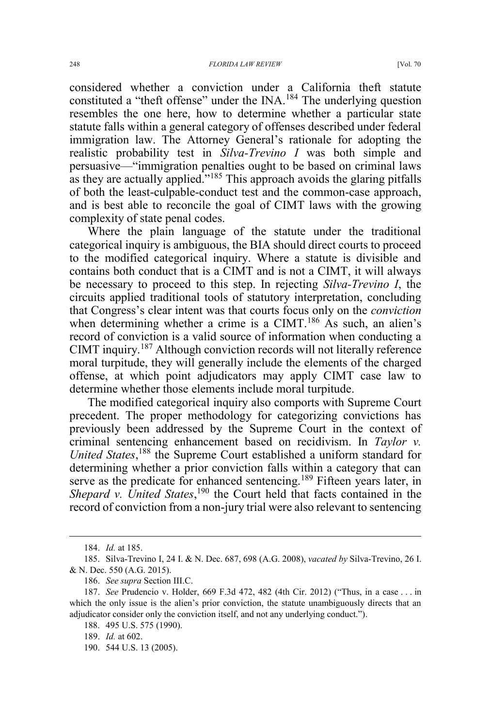considered whether a conviction under a California theft statute constituted a "theft offense" under the INA.[184] The underlying question resembles the one here, how to determine whether a particular state statute falls within a general category of offenses described under federal immigration law. The Attorney General's rationale for adopting the realistic probability test in *Silva-Trevino I* was both simple and persuasive—"immigration penalties ought to be based on criminal laws as they are actually applied."[185] This approach avoids the glaring pitfalls of both the least-culpable-conduct test and the common-case approach, and is best able to reconcile the goal of CIMT laws with the growing complexity of state penal codes.

Where the plain language of the statute under the traditional categorical inquiry is ambiguous, the BIA should direct courts to proceed to the modified categorical inquiry. Where a statute is divisible and contains both conduct that is a CIMT and is not a CIMT, it will always be necessary to proceed to this step. In rejecting *Silva-Trevino I*, the circuits applied traditional tools of statutory interpretation, concluding that Congress's clear intent was that courts focus only on the *conviction* when determining whether a crime is a CIMT.[186] As such, an alien's record of conviction is a valid source of information when conducting a CIMT inquiry.[187] Although conviction records will not literally reference moral turpitude, they will generally include the elements of the charged offense, at which point adjudicators may apply CIMT case law to determine whether those elements include moral turpitude.

The modified categorical inquiry also comports with Supreme Court precedent. The proper methodology for categorizing convictions has previously been addressed by the Supreme Court in the context of criminal sentencing enhancement based on recidivism. In *Taylor v. United States*,[188] the Supreme Court established a uniform standard for determining whether a prior conviction falls within a category that can serve as the predicate for enhanced sentencing.[189] Fifteen years later, in *Shepard v. United States*,[190] the Court held that facts contained in the record of conviction from a non-jury trial were also relevant to sentencing

---

184. *Id.* at 185.

185. Silva-Trevino I, 24 I. & N. Dec. 687, 698 (A.G. 2008), *vacated by* Silva-Trevino, 26 I. & N. Dec. 550 (A.G. 2015).

186. *See supra* Section III.C.

187. *See* Prudencio v. Holder, 669 F.3d 472, 482 (4th Cir. 2012) ("Thus, in a case . . . in which the only issue is the alien's prior conviction, the statute unambiguously directs that an adjudicator consider only the conviction itself, and not any underlying conduct.").

188. 495 U.S. 575 (1990).

189. *Id.* at 602.

190. 544 U.S. 13 (2005).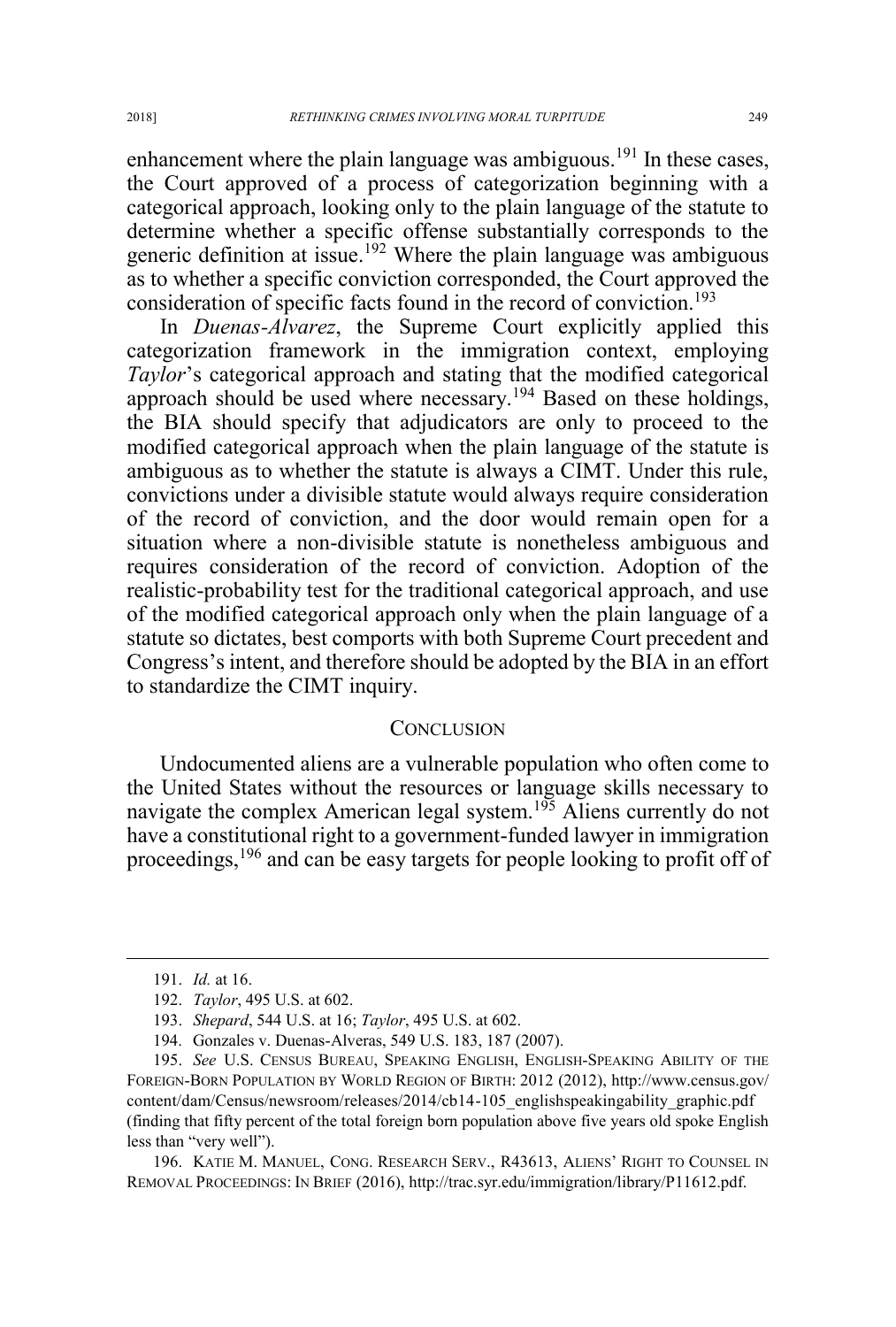enhancement where the plain language was ambiguous.[191] In these cases, the Court approved of a process of categorization beginning with a categorical approach, looking only to the plain language of the statute to determine whether a specific offense substantially corresponds to the generic definition at issue.[192] Where the plain language was ambiguous as to whether a specific conviction corresponded, the Court approved the consideration of specific facts found in the record of conviction.[193]

In *Duenas-Alvarez*, the Supreme Court explicitly applied this categorization framework in the immigration context, employing *Taylor*'s categorical approach and stating that the modified categorical approach should be used where necessary.[194] Based on these holdings, the BIA should specify that adjudicators are only to proceed to the modified categorical approach when the plain language of the statute is ambiguous as to whether the statute is always a CIMT. Under this rule, convictions under a divisible statute would always require consideration of the record of conviction, and the door would remain open for a situation where a non-divisible statute is nonetheless ambiguous and requires consideration of the record of conviction. Adoption of the realistic-probability test for the traditional categorical approach, and use of the modified categorical approach only when the plain language of a statute so dictates, best comports with both Supreme Court precedent and Congress's intent, and therefore should be adopted by the BIA in an effort to standardize the CIMT inquiry.

## CONCLUSION

Undocumented aliens are a vulnerable population who often come to the United States without the resources or language skills necessary to navigate the complex American legal system.[195] Aliens currently do not have a constitutional right to a government-funded lawyer in immigration proceedings,[196] and can be easy targets for people looking to profit off of

---

191. *Id.* at 16.

192. *Taylor*, 495 U.S. at 602.

193. *Shepard*, 544 U.S. at 16; *Taylor*, 495 U.S. at 602.

194. Gonzales v. Duenas-Alveras, 549 U.S. 183, 187 (2007).

195. *See* U.S. CENSUS BUREAU, SPEAKING ENGLISH, ENGLISH-SPEAKING ABILITY OF THE FOREIGN-BORN POPULATION BY WORLD REGION OF BIRTH: 2012 (2012), http://www.census.gov/content/dam/Census/newsroom/releases/2014/cb14-105_englishspeakingability_graphic.pdf (finding that fifty percent of the total foreign born population above five years old spoke English less than "very well").

196. KATIE M. MANUEL, CONG. RESEARCH SERV., R43613, ALIENS' RIGHT TO COUNSEL IN REMOVAL PROCEEDINGS: IN BRIEF (2016), http://trac.syr.edu/immigration/library/P11612.pdf.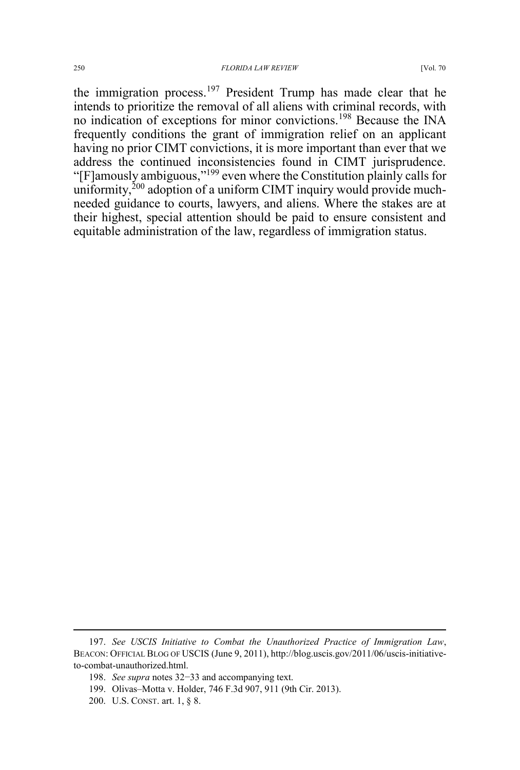the immigration process.[197] President Trump has made clear that he intends to prioritize the removal of all aliens with criminal records, with no indication of exceptions for minor convictions.[198] Because the INA frequently conditions the grant of immigration relief on an applicant having no prior CIMT convictions, it is more important than ever that we address the continued inconsistencies found in CIMT jurisprudence. "[F]amously ambiguous,"[199] even where the Constitution plainly calls for uniformity,[200] adoption of a uniform CIMT inquiry would provide much-needed guidance to courts, lawyers, and aliens. Where the stakes are at their highest, special attention should be paid to ensure consistent and equitable administration of the law, regardless of immigration status.

---

197. *See USCIS Initiative to Combat the Unauthorized Practice of Immigration Law*, BEACON: OFFICIAL BLOG OF USCIS (June 9, 2011), http://blog.uscis.gov/2011/06/uscis-initiative-to-combat-unauthorized.html.

198. *See supra* notes 32−33 and accompanying text.

199. Olivas–Motta v. Holder, 746 F.3d 907, 911 (9th Cir. 2013).

200. U.S. CONST. art. 1, § 8.